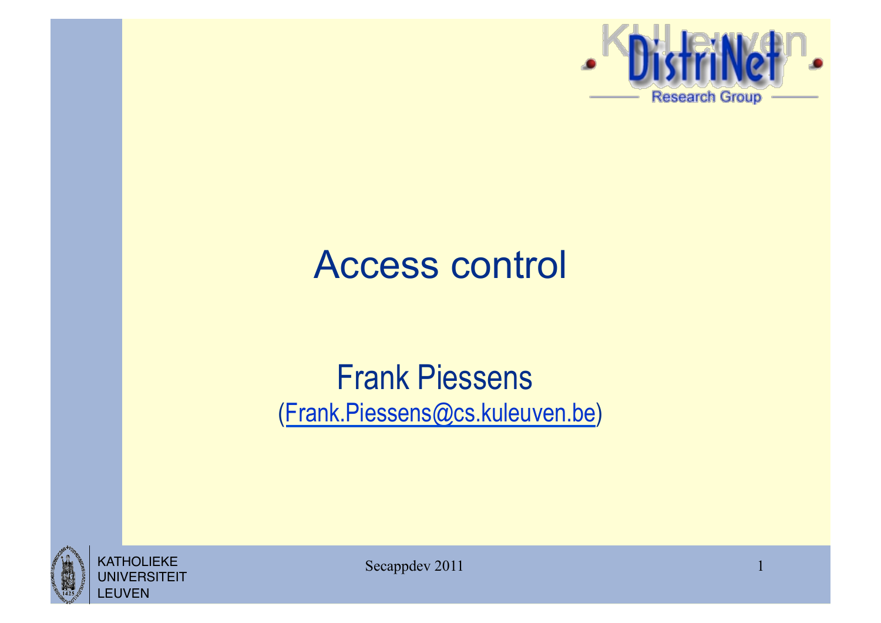# Access control

Frank Piessens

(Frank.Piessens@cs.kuleuven.be)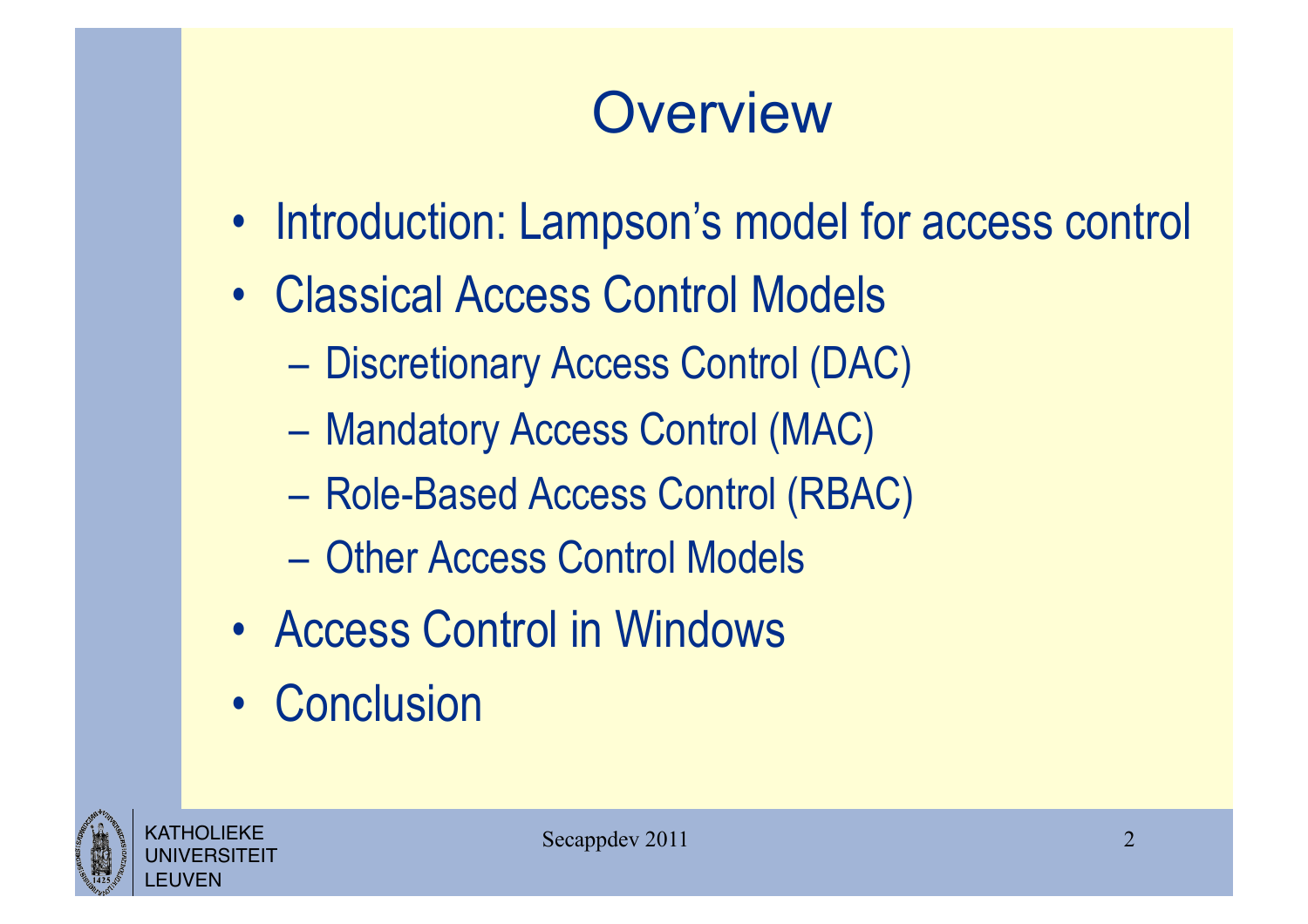# Overview

- Introduction: Lampson's model for access control
- Classical Access Control Models
  - Discretionary Access Control (DAC)
  - Mandatory Access Control (MAC)
  - Role-Based Access Control (RBAC)
  - Other Access Control Models
- Access Control in Windows
- Conclusion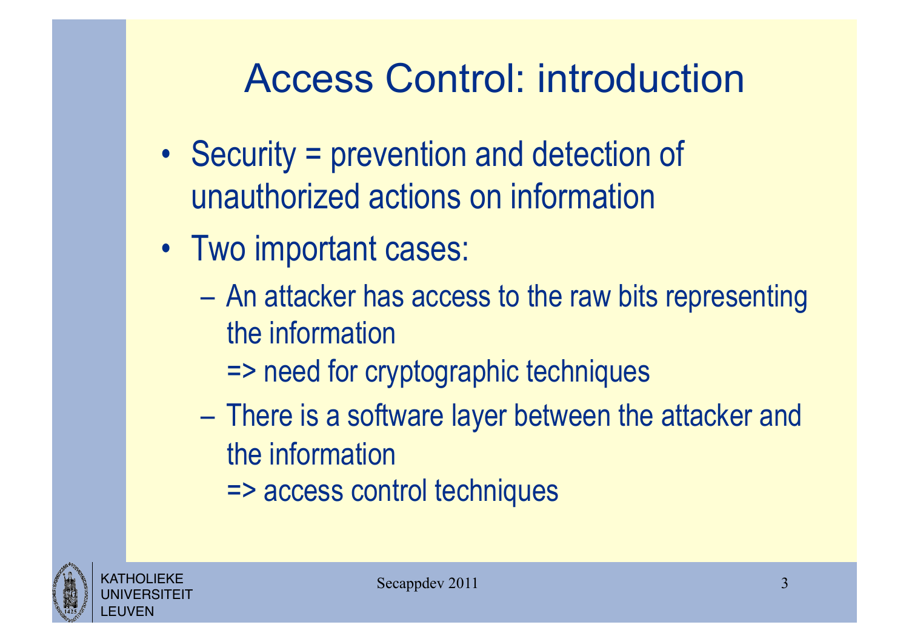# Access Control: introduction

- Security = prevention and detection of unauthorized actions on information
- Two important cases:
  - An attacker has access to the raw bits representing the information
    => need for cryptographic techniques
  - There is a software layer between the attacker and the information
    => access control techniques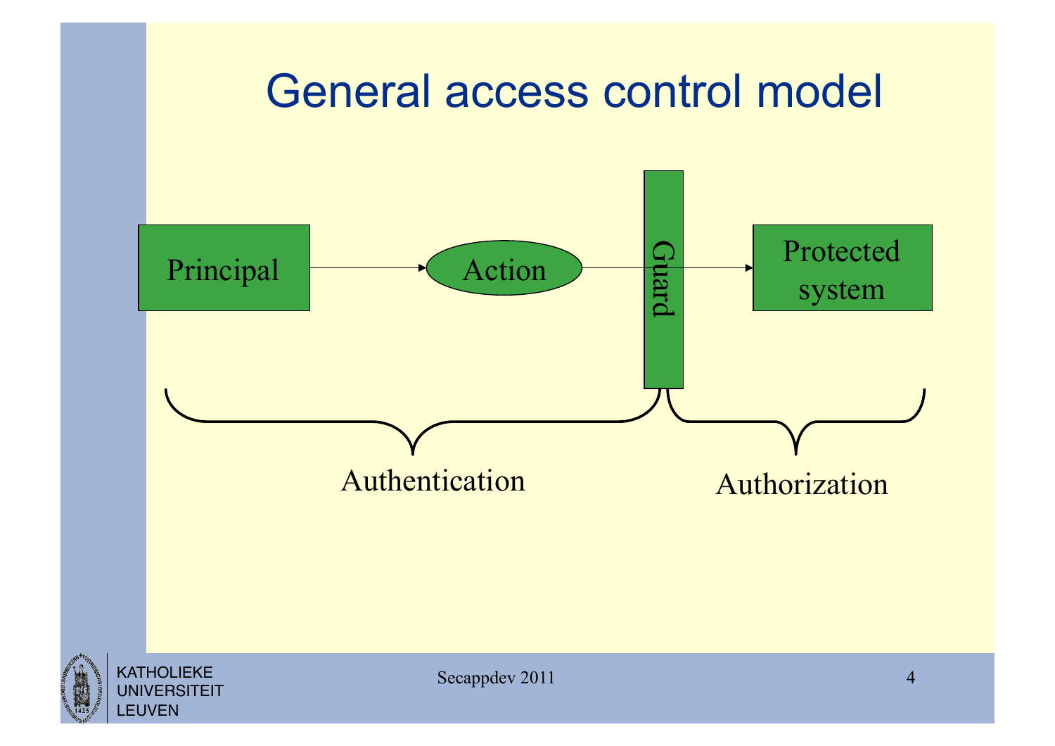# General access control model

Principal → Action → Guard → Protected system

Authentication

Authorization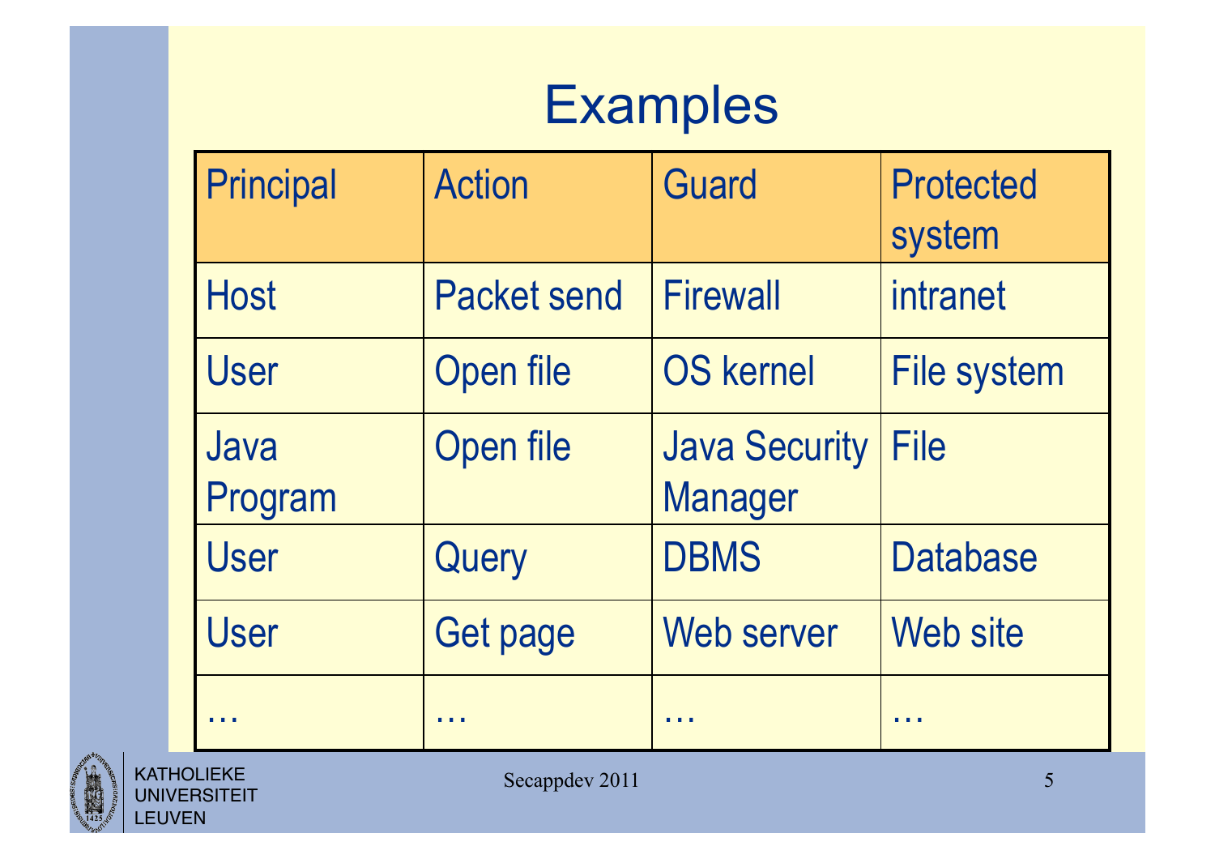# Examples

| Principal | Action | Guard | Protected system |
|---|---|---|---|
| Host | Packet send | Firewall | intranet |
| User | Open file | OS kernel | File system |
| Java Program | Open file | Java Security Manager | File |
| User | Query | DBMS | Database |
| User | Get page | Web server | Web site |
| … | … | … | … |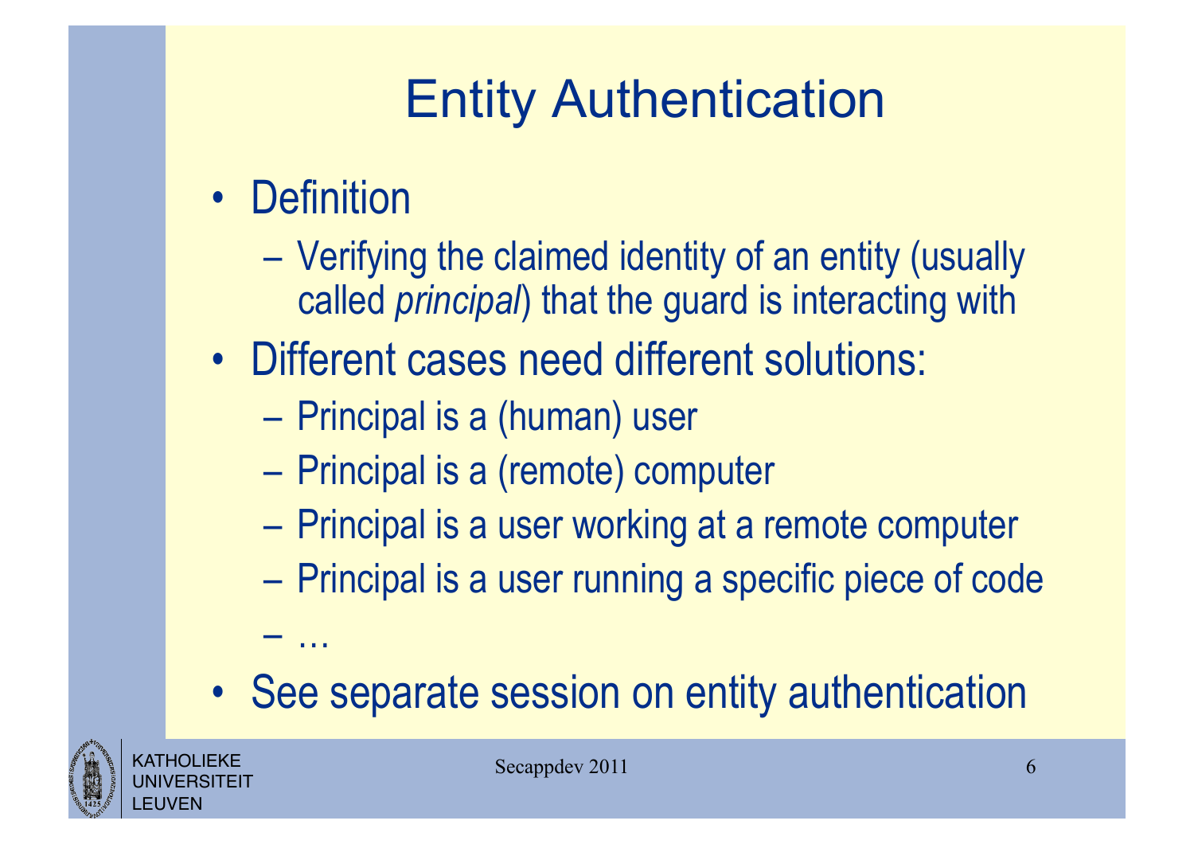# Entity Authentication

- Definition
  - Verifying the claimed identity of an entity (usually called *principal*) that the guard is interacting with
- Different cases need different solutions:
  - Principal is a (human) user
  - Principal is a (remote) computer
  - Principal is a user working at a remote computer
  - Principal is a user running a specific piece of code
  - …
- See separate session on entity authentication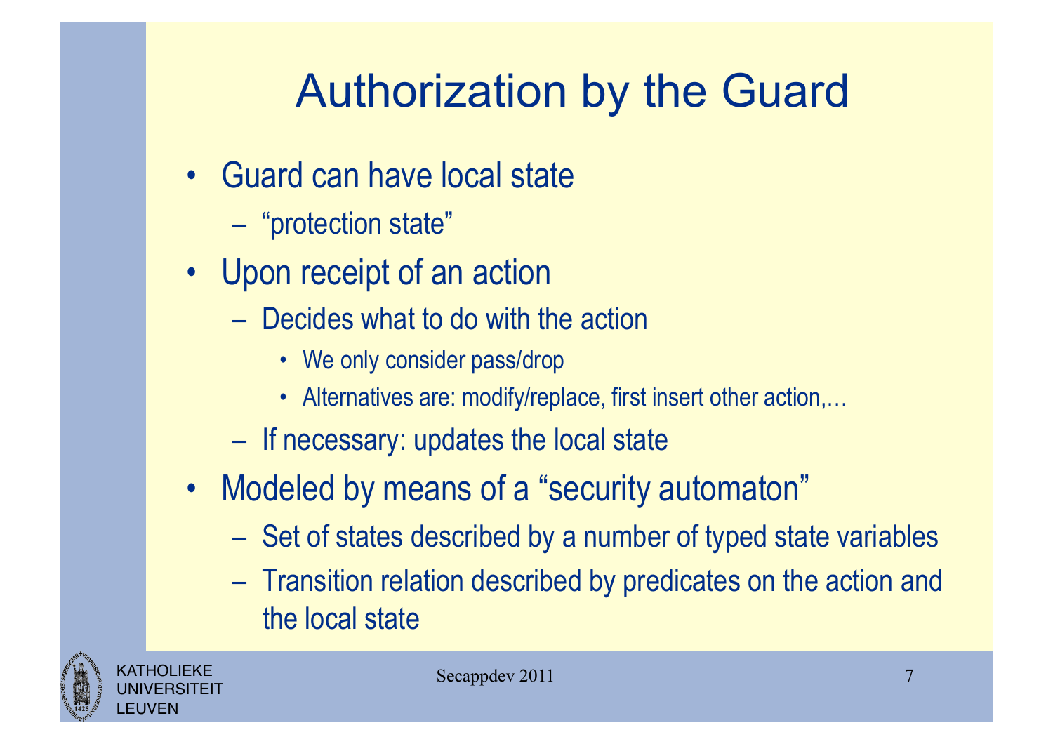# Authorization by the Guard

- Guard can have local state
  - "protection state"
- Upon receipt of an action
  - Decides what to do with the action
    - We only consider pass/drop
    - Alternatives are: modify/replace, first insert other action,…
  - If necessary: updates the local state
- Modeled by means of a "security automaton"
  - Set of states described by a number of typed state variables
  - Transition relation described by predicates on the action and the local state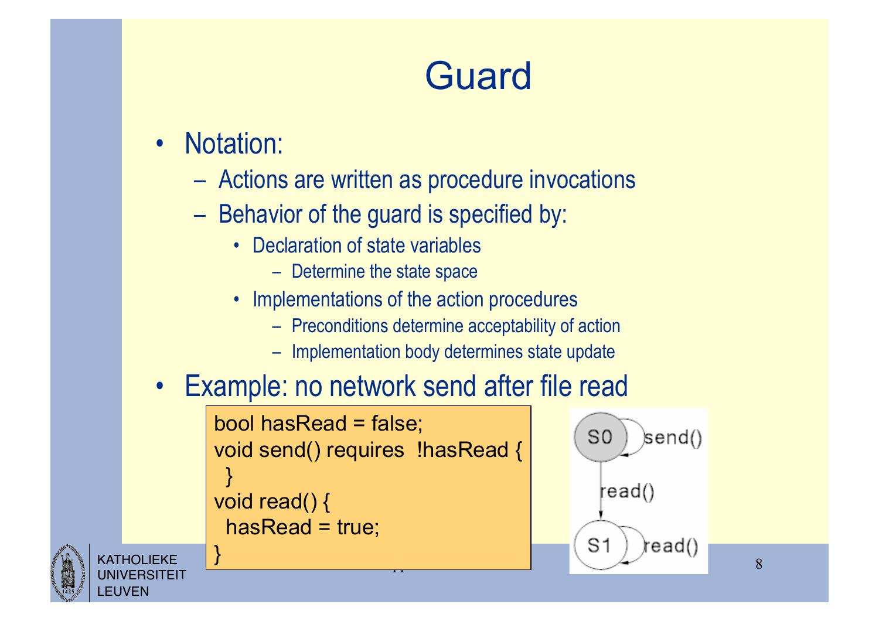# Guard

- Notation:
  - Actions are written as procedure invocations
  - Behavior of the guard is specified by:
    - Declaration of state variables
      - Determine the state space
    - Implementations of the action procedures
      - Preconditions determine acceptability of action
      - Implementation body determines state update
- Example: no network send after file read

```
bool hasRead = false;
void send() requires  !hasRead {
  }
void read() {
  hasRead = true;
}
```

S0 —send()→ S0
S0 —read()→ S1
S1 —read()→ S1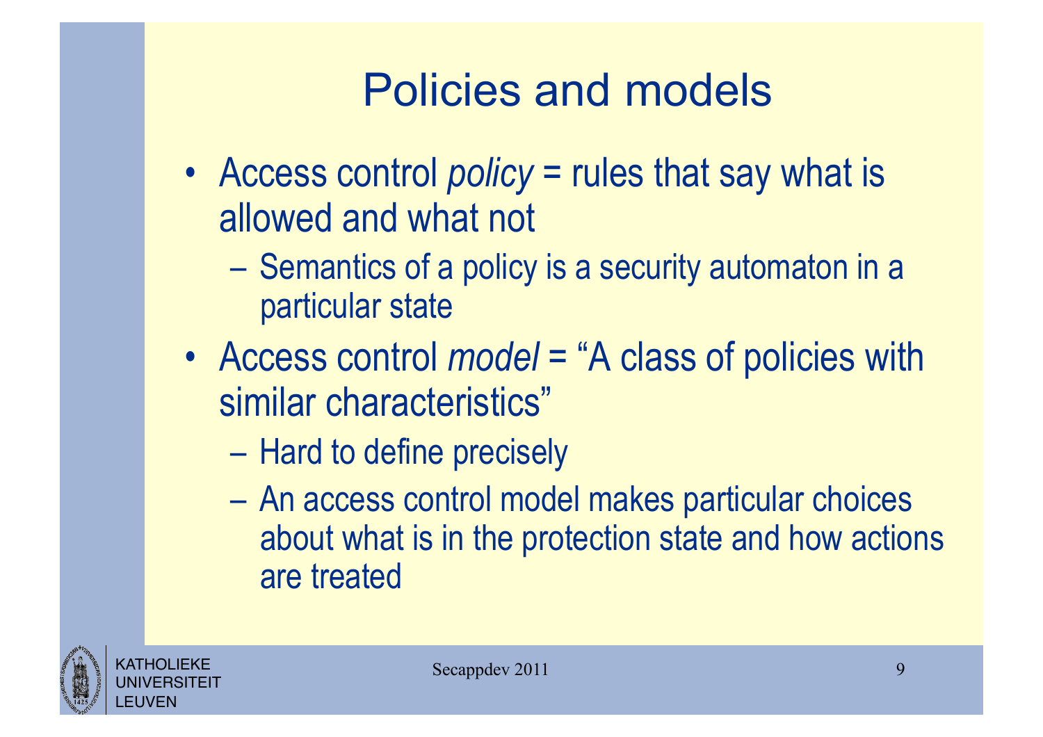# Policies and models

- Access control *policy* = rules that say what is allowed and what not
  - Semantics of a policy is a security automaton in a particular state
- Access control *model* = "A class of policies with similar characteristics"
  - Hard to define precisely
  - An access control model makes particular choices about what is in the protection state and how actions are treated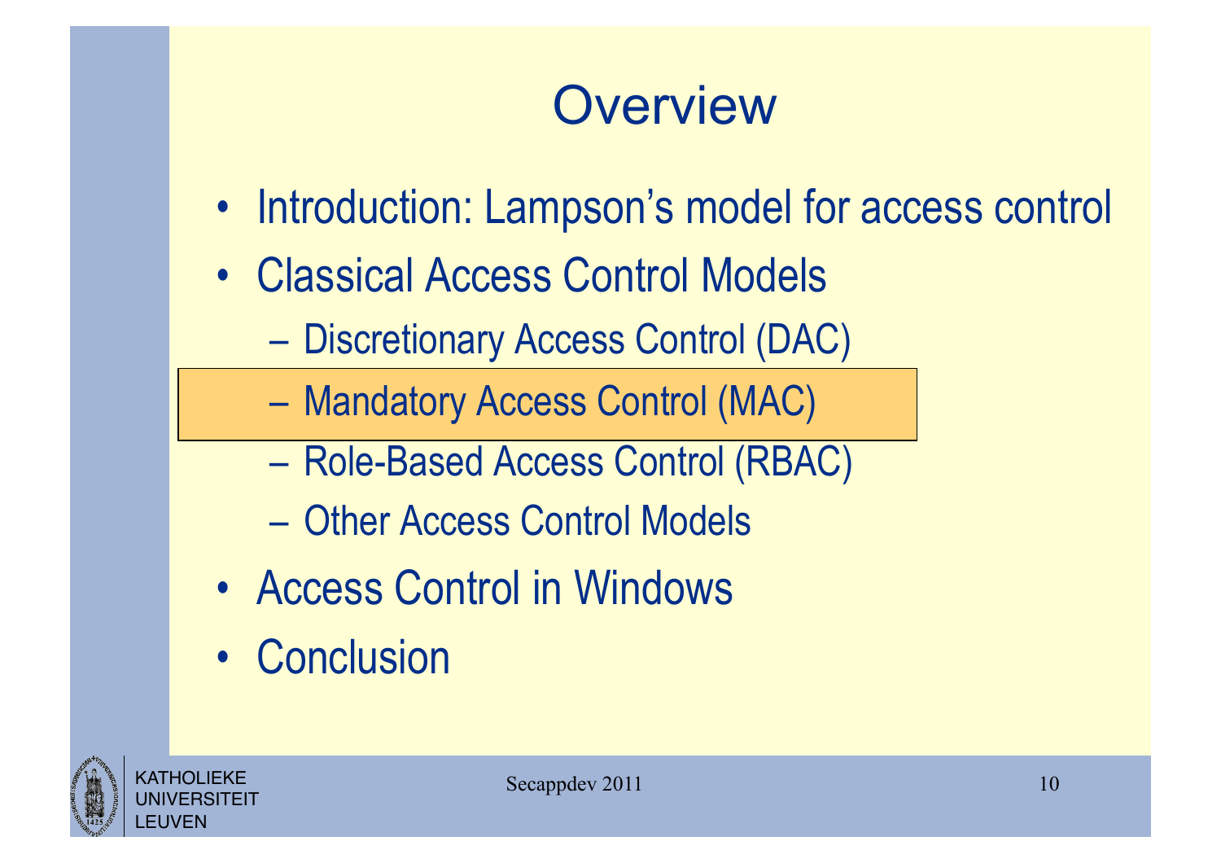# Overview

- Introduction: Lampson's model for access control
- Classical Access Control Models
  - Discretionary Access Control (DAC)
  - Mandatory Access Control (MAC)
  - Role-Based Access Control (RBAC)
  - Other Access Control Models
- Access Control in Windows
- Conclusion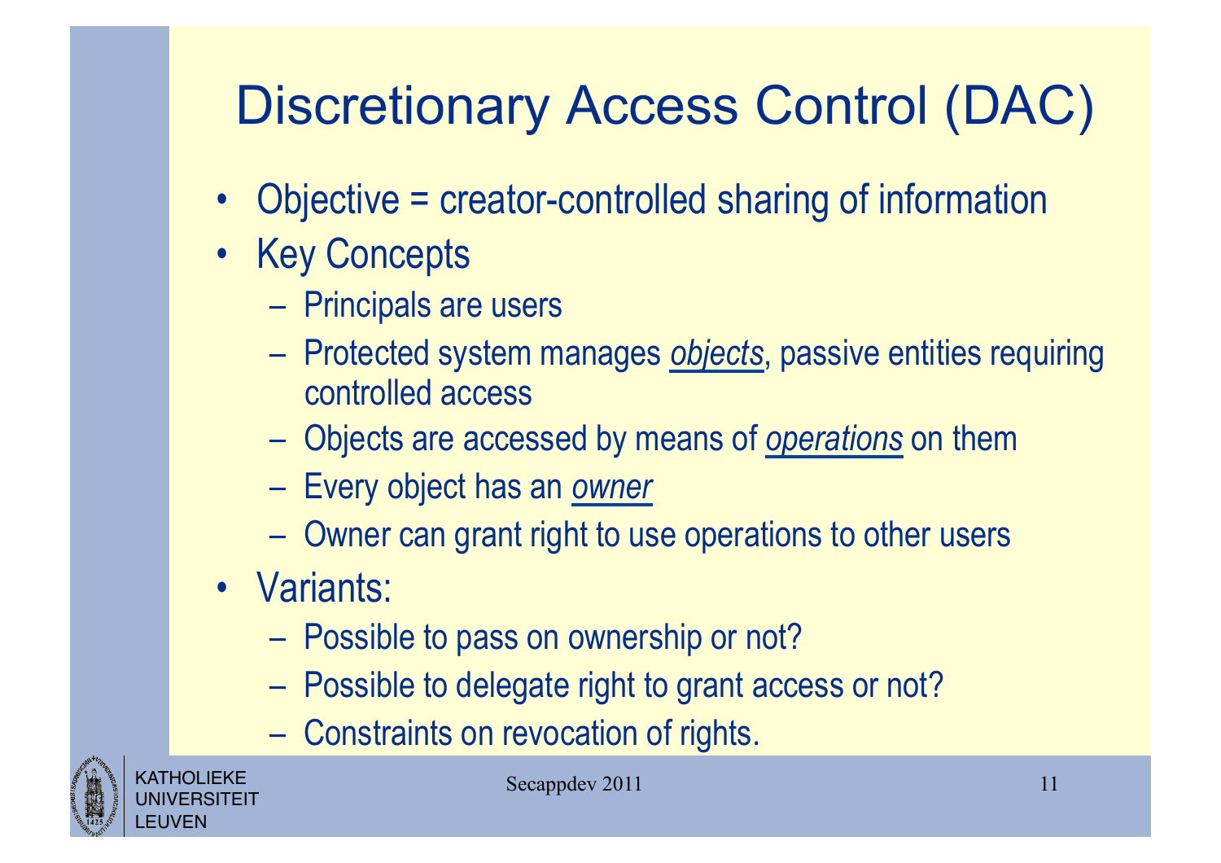# Discretionary Access Control (DAC)

- Objective = creator-controlled sharing of information
- Key Concepts
  - Principals are users
  - Protected system manages *objects*, passive entities requiring controlled access
  - Objects are accessed by means of *operations* on them
  - Every object has an *owner*
  - Owner can grant right to use operations to other users
- Variants:
  - Possible to pass on ownership or not?
  - Possible to delegate right to grant access or not?
  - Constraints on revocation of rights.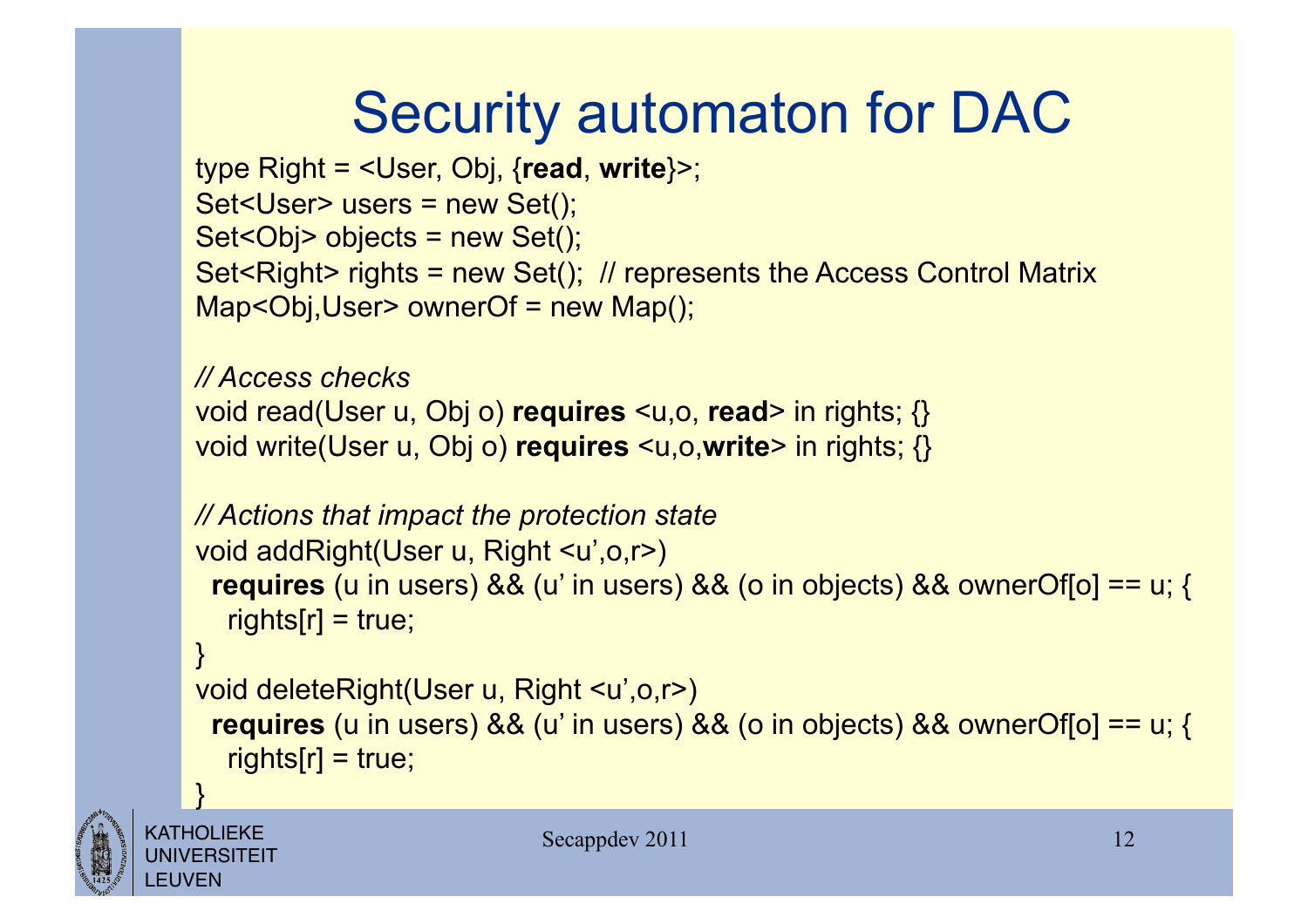# Security automaton for DAC

```
type Right = <User, Obj, {read, write}>;
Set<User> users = new Set();
Set<Obj> objects = new Set();
Set<Right> rights = new Set();  // represents the Access Control Matrix
Map<Obj,User> ownerOf = new Map();

// Access checks
void read(User u, Obj o) requires <u,o, read> in rights; {}
void write(User u, Obj o) requires <u,o,write> in rights; {}

// Actions that impact the protection state
void addRight(User u, Right <u',o,r>)
  requires (u in users) && (u' in users) && (o in objects) && ownerOf[o] == u; {
    rights[r] = true;
}
void deleteRight(User u, Right <u',o,r>)
  requires (u in users) && (u' in users) && (o in objects) && ownerOf[o] == u; {
    rights[r] = true;
}
```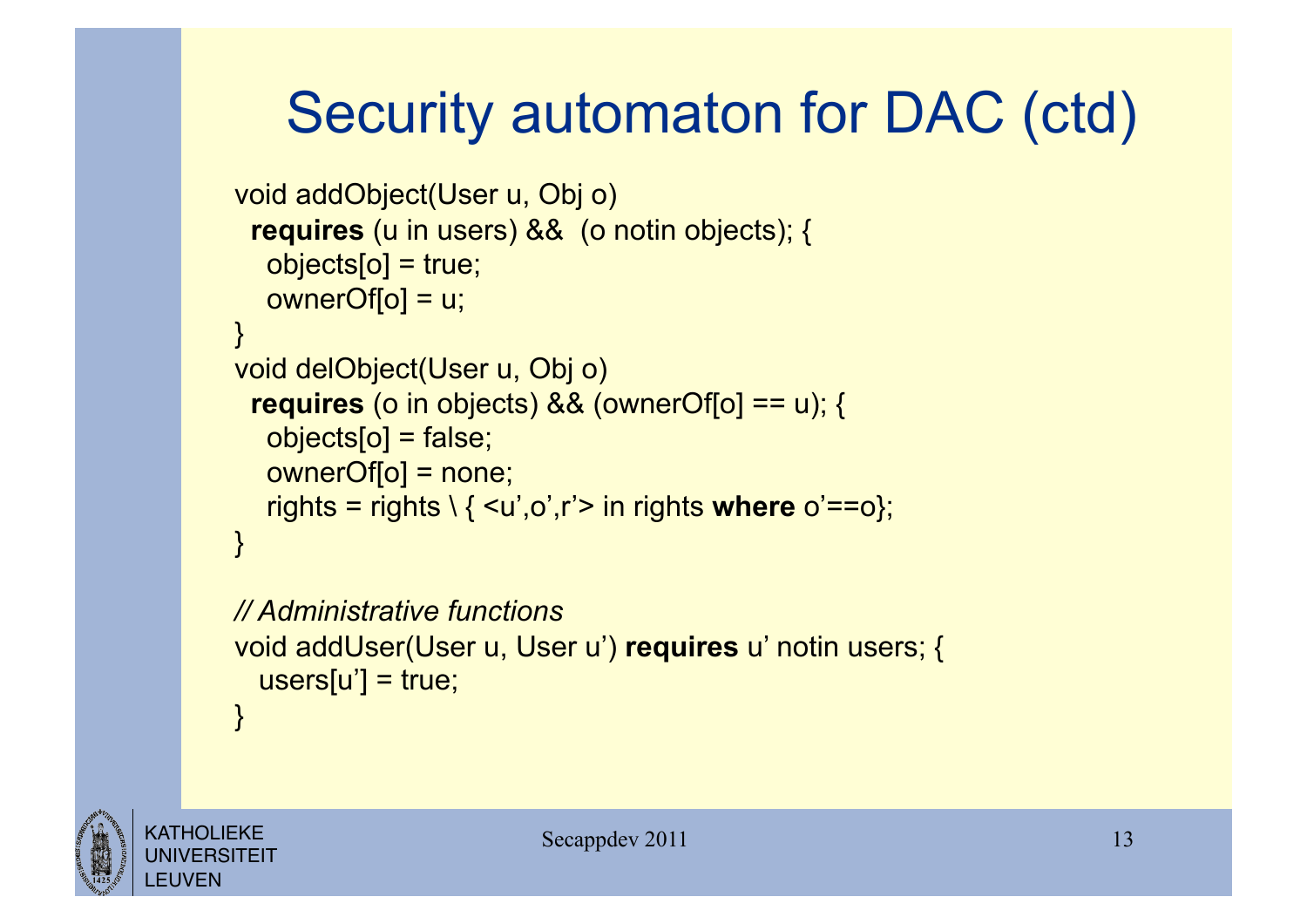# Security automaton for DAC (ctd)

```
void addObject(User u, Obj o)
  requires (u in users) &&  (o notin objects); {
    objects[o] = true;
    ownerOf[o] = u;
}
void delObject(User u, Obj o)
  requires (o in objects) && (ownerOf[o] == u); {
    objects[o] = false;
    ownerOf[o] = none;
    rights = rights \ { <u',o',r'> in rights where o'==o};
}

// Administrative functions
void addUser(User u, User u') requires u' notin users; {
   users[u'] = true;
}
```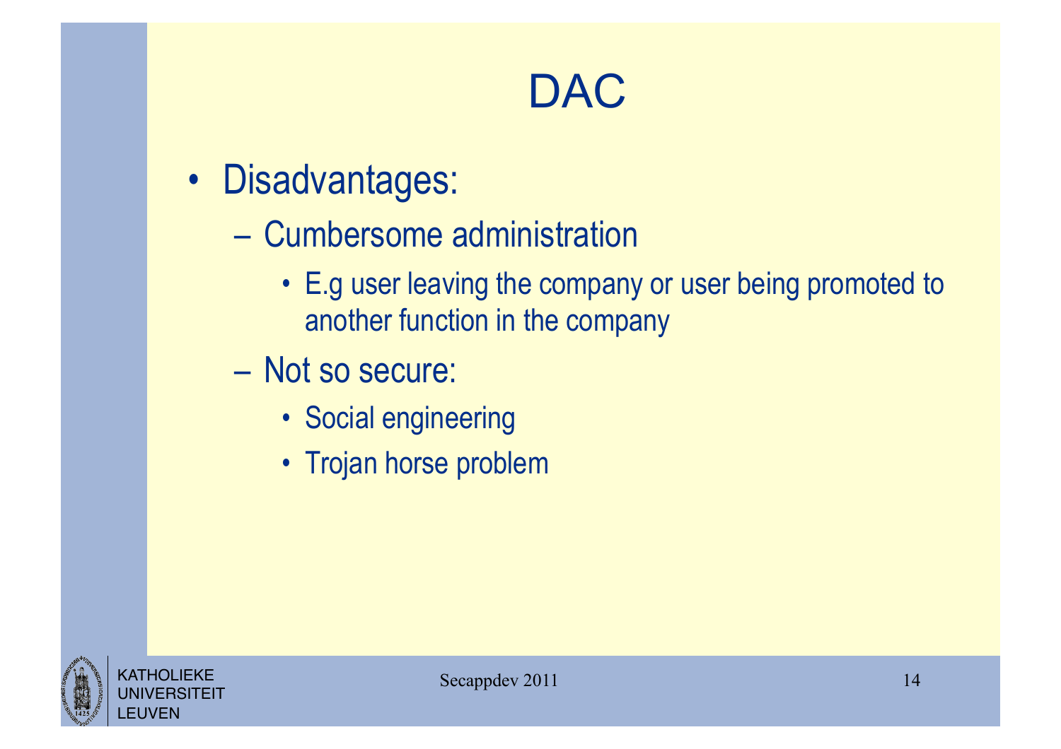# DAC

- Disadvantages:
  - Cumbersome administration
    - E.g user leaving the company or user being promoted to another function in the company
  - Not so secure:
    - Social engineering
    - Trojan horse problem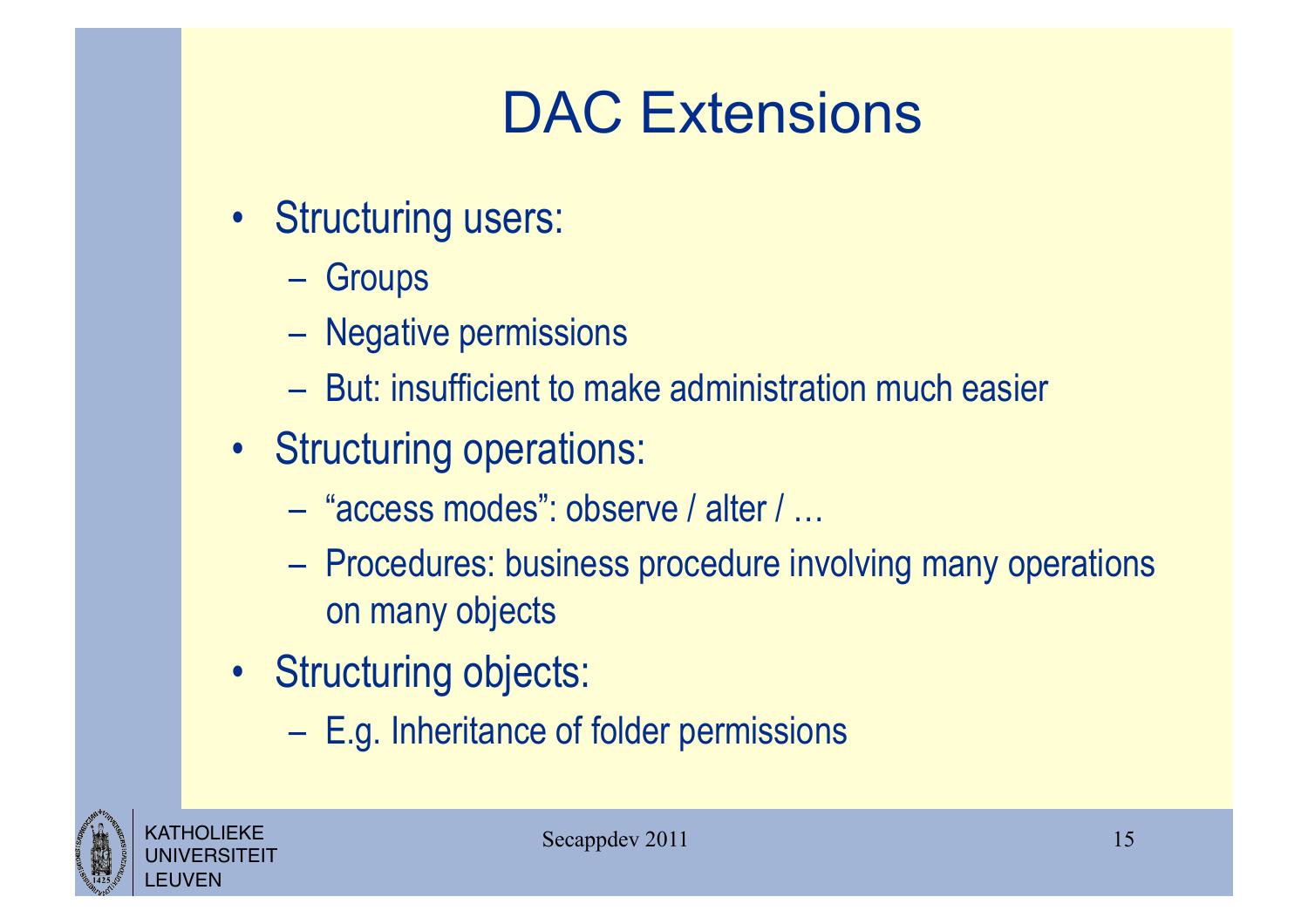# DAC Extensions

- Structuring users:
  - Groups
  - Negative permissions
  - But: insufficient to make administration much easier
- Structuring operations:
  - "access modes": observe / alter / …
  - Procedures: business procedure involving many operations on many objects
- Structuring objects:
  - E.g. Inheritance of folder permissions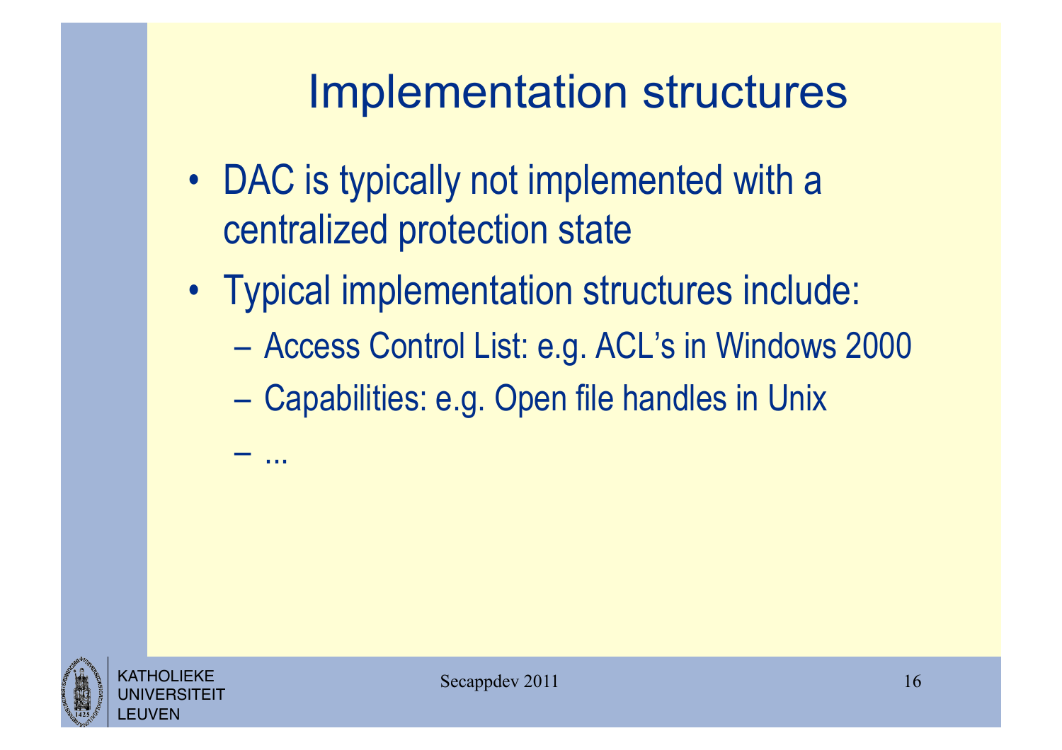# Implementation structures

- DAC is typically not implemented with a centralized protection state
- Typical implementation structures include:
  - Access Control List: e.g. ACL's in Windows 2000
  - Capabilities: e.g. Open file handles in Unix
  - ...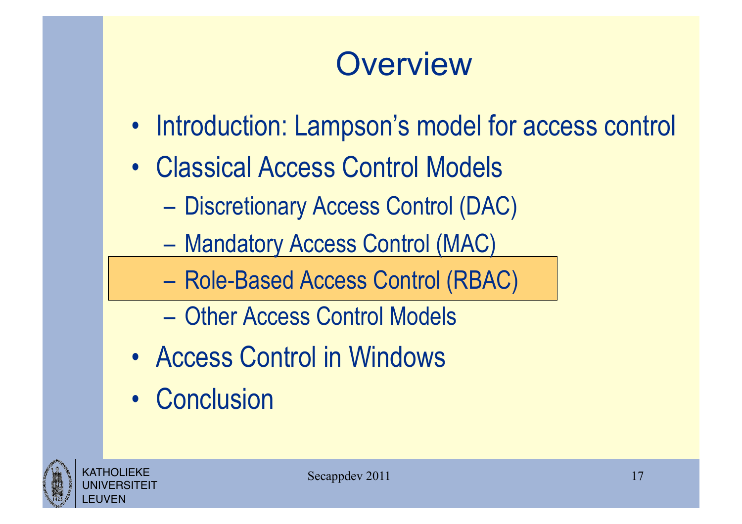# Overview

- Introduction: Lampson's model for access control
- Classical Access Control Models
  - Discretionary Access Control (DAC)
  - Mandatory Access Control (MAC)
  - Role-Based Access Control (RBAC)
  - Other Access Control Models
- Access Control in Windows
- Conclusion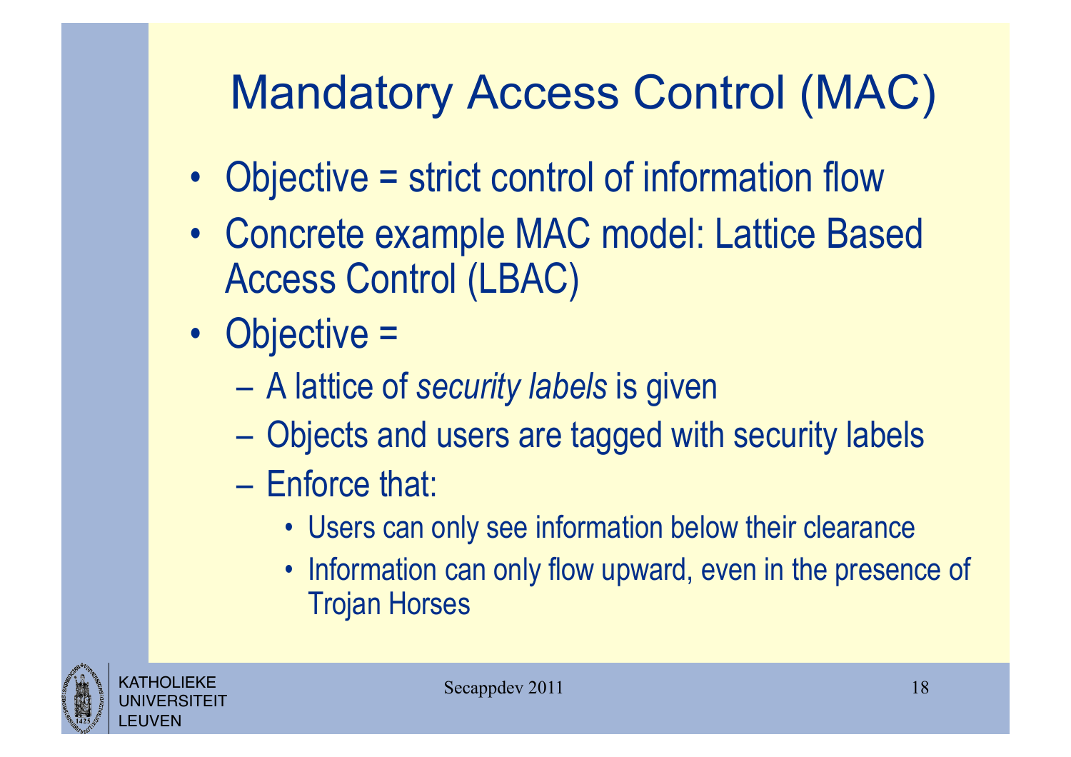# Mandatory Access Control (MAC)

- Objective = strict control of information flow
- Concrete example MAC model: Lattice Based Access Control (LBAC)
- Objective =
  - A lattice of *security labels* is given
  - Objects and users are tagged with security labels
  - Enforce that:
    - Users can only see information below their clearance
    - Information can only flow upward, even in the presence of Trojan Horses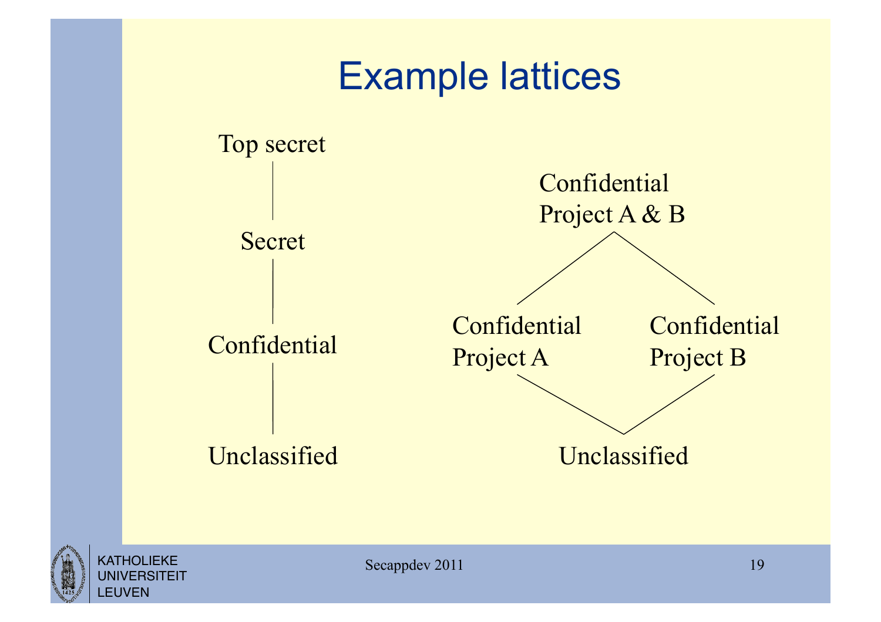# Example lattices

Top secret

Secret

Confidential

Unclassified

Confidential
Project A & B

Confidential
Project A

Confidential
Project B

Unclassified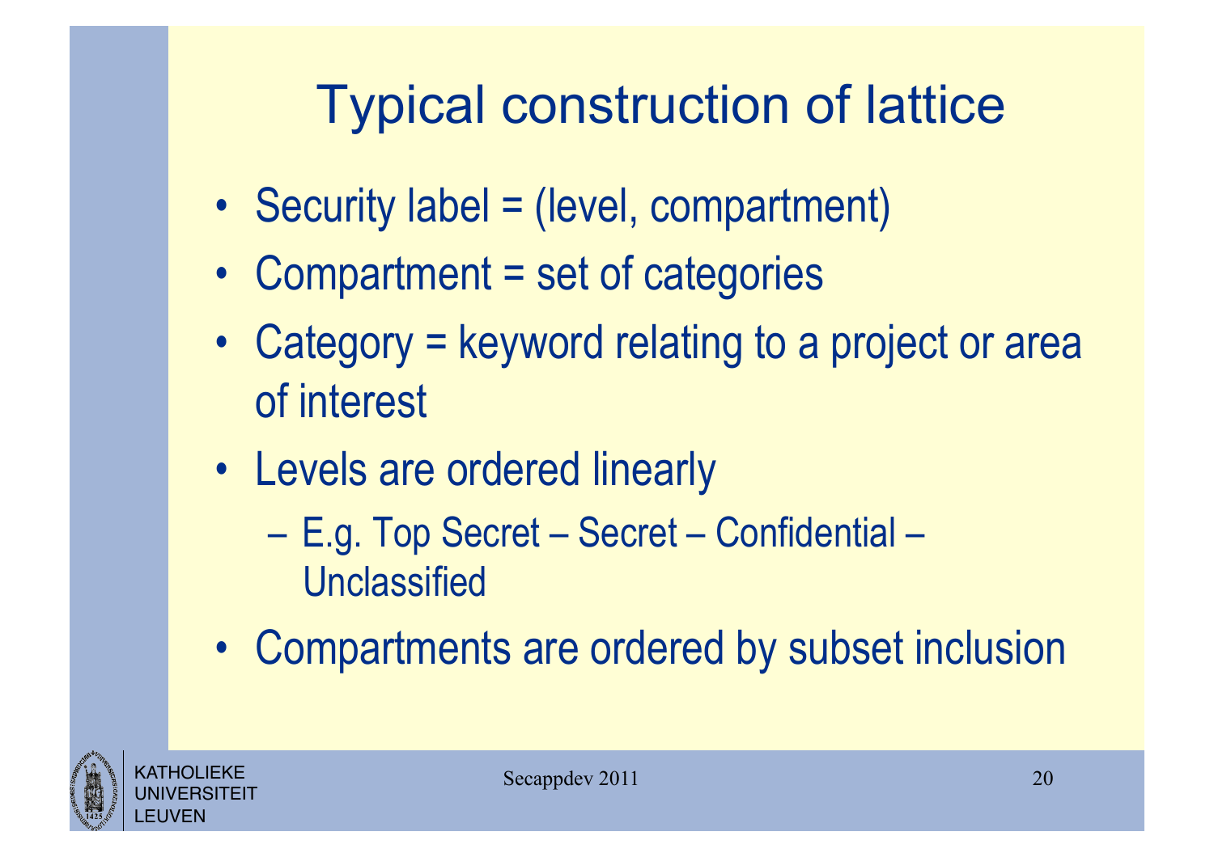# Typical construction of lattice

- Security label = (level, compartment)
- Compartment = set of categories
- Category = keyword relating to a project or area of interest
- Levels are ordered linearly
  - E.g. Top Secret – Secret – Confidential – Unclassified
- Compartments are ordered by subset inclusion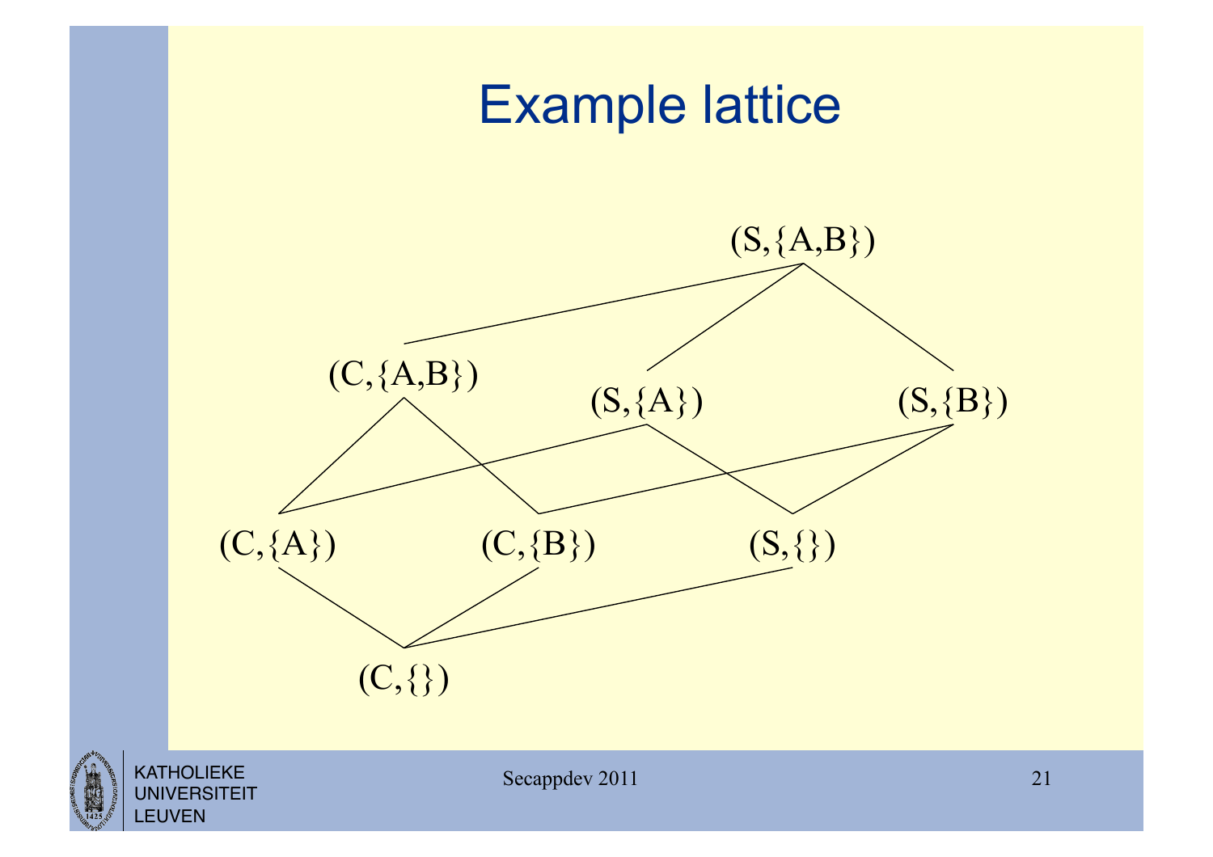# Example lattice

(S,{A,B})

(C,{A,B})

(S,{A})

(S,{B})

(C,{A})

(C,{B})

(S,{})

(C,{})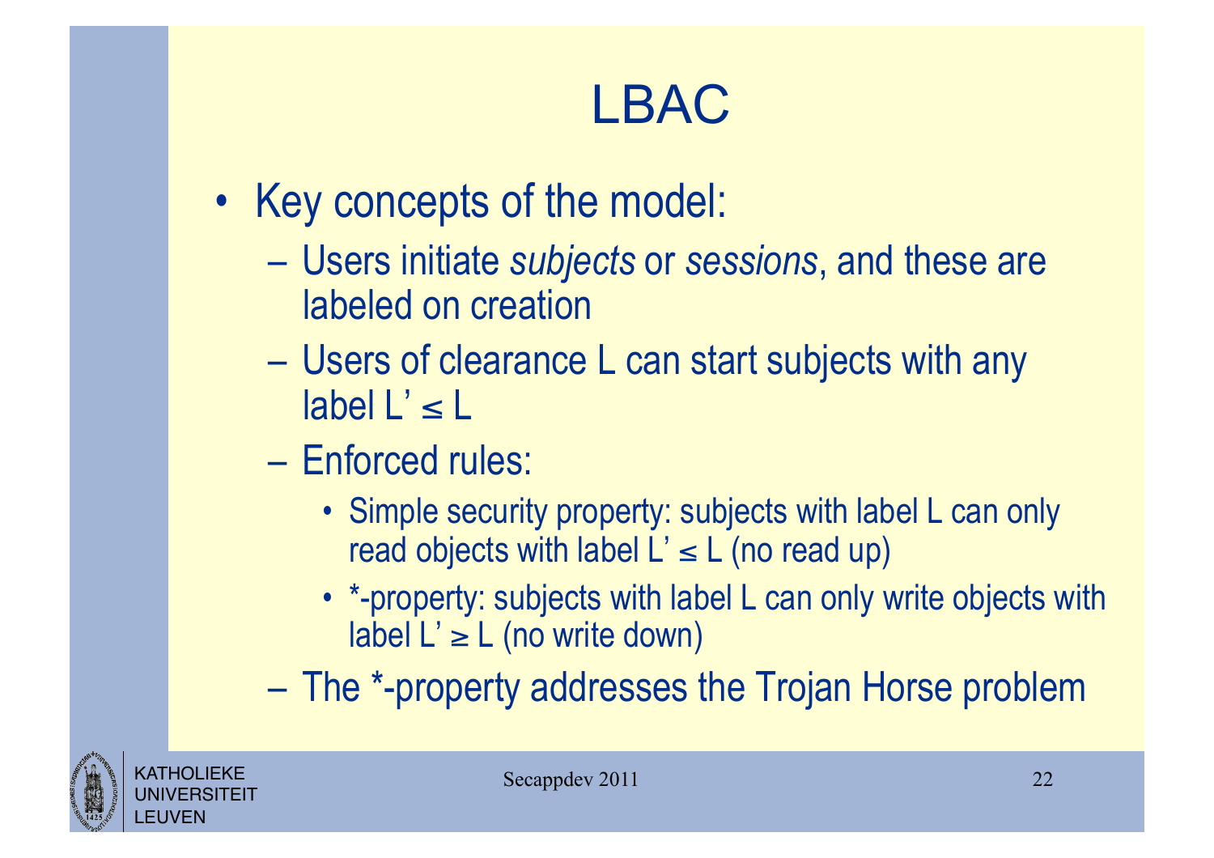# LBAC

- Key concepts of the model:
  - Users initiate *subjects* or *sessions*, and these are labeled on creation
  - Users of clearance L can start subjects with any label $L' \leq L$
  - Enforced rules:
    - Simple security property: subjects with label L can only read objects with label $L' \leq L$ (no read up)
    - *-property: subjects with label L can only write objects with label $L' \geq L$ (no write down)
  - The *-property addresses the Trojan Horse problem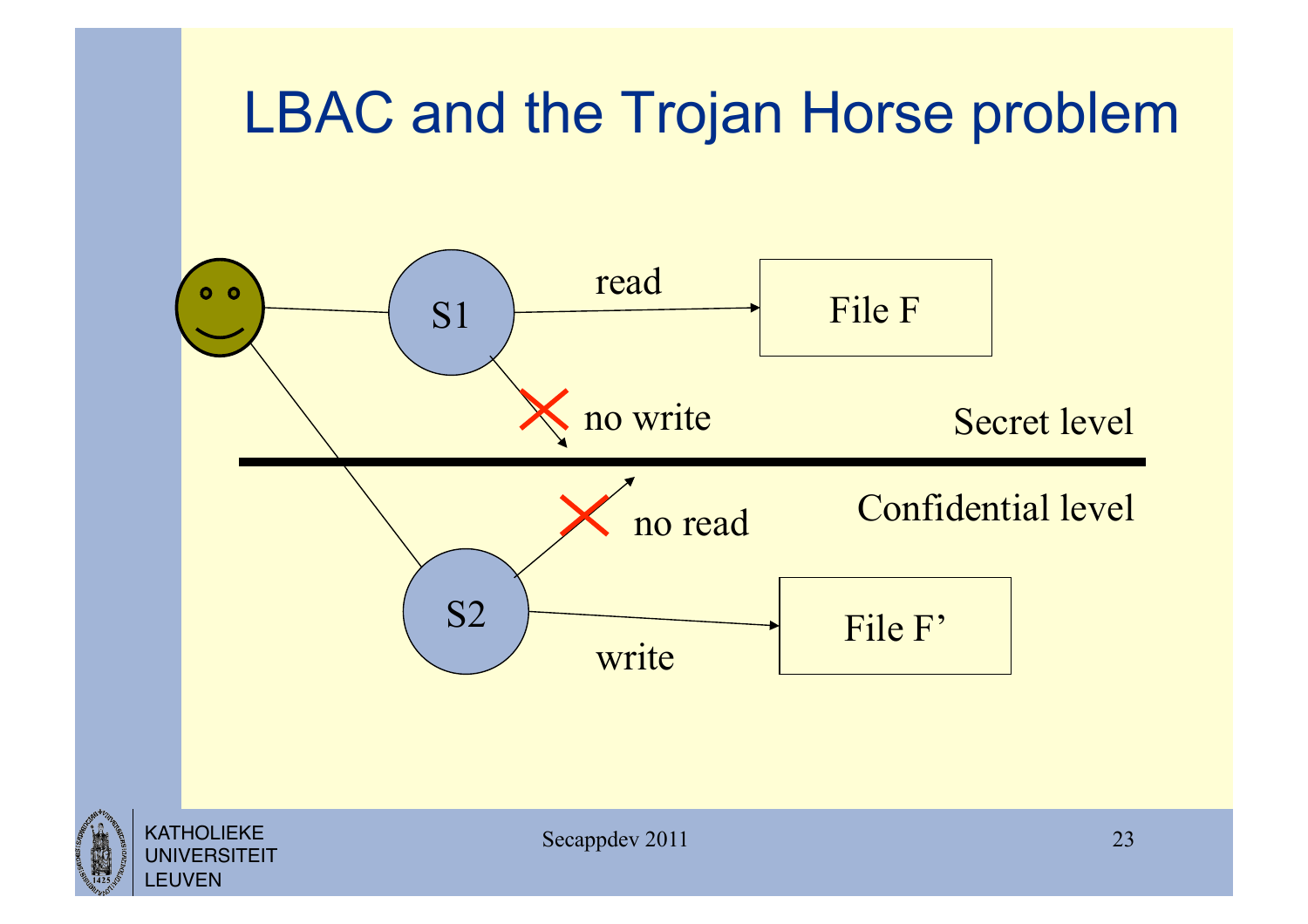# LBAC and the Trojan Horse problem

S1

read

File F

no write

Secret level

Confidential level

no read

S2

write

File F’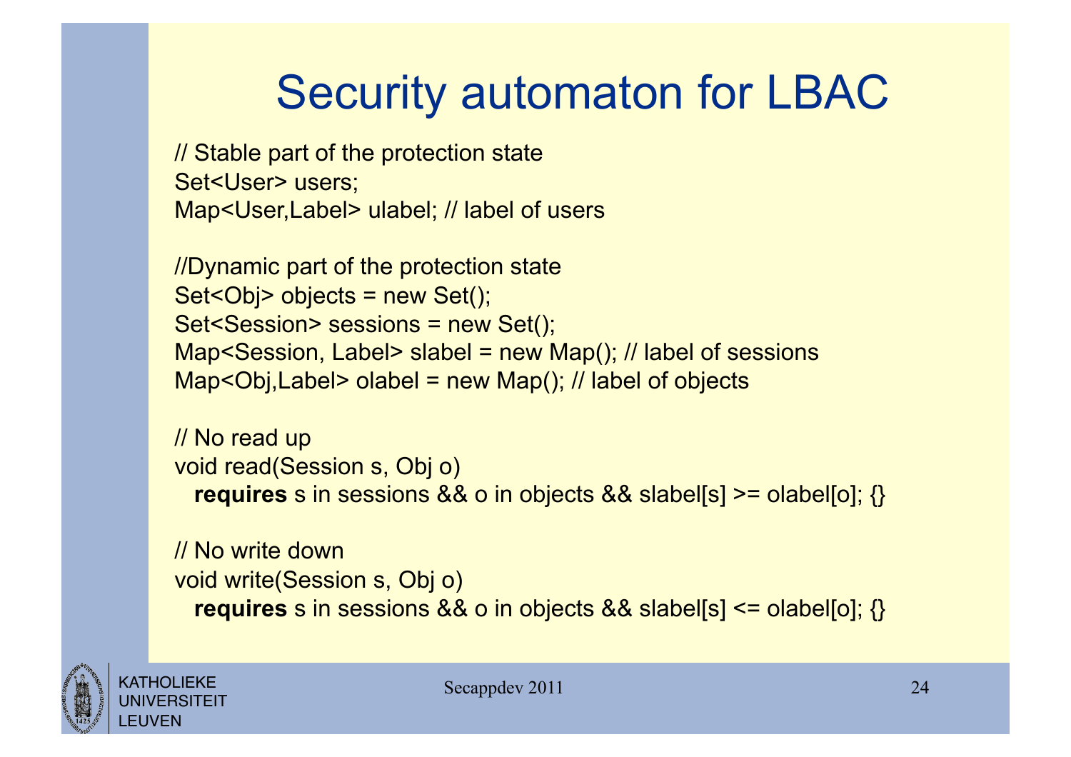# Security automaton for LBAC

```
// Stable part of the protection state
Set<User> users;
Map<User,Label> ulabel; // label of users

//Dynamic part of the protection state
Set<Obj> objects = new Set();
Set<Session> sessions = new Set();
Map<Session, Label> slabel = new Map(); // label of sessions
Map<Obj,Label> olabel = new Map(); // label of objects

// No read up
void read(Session s, Obj o)
  requires s in sessions && o in objects && slabel[s] >= olabel[o]; {}

// No write down
void write(Session s, Obj o)
  requires s in sessions && o in objects && slabel[s] <= olabel[o]; {}
```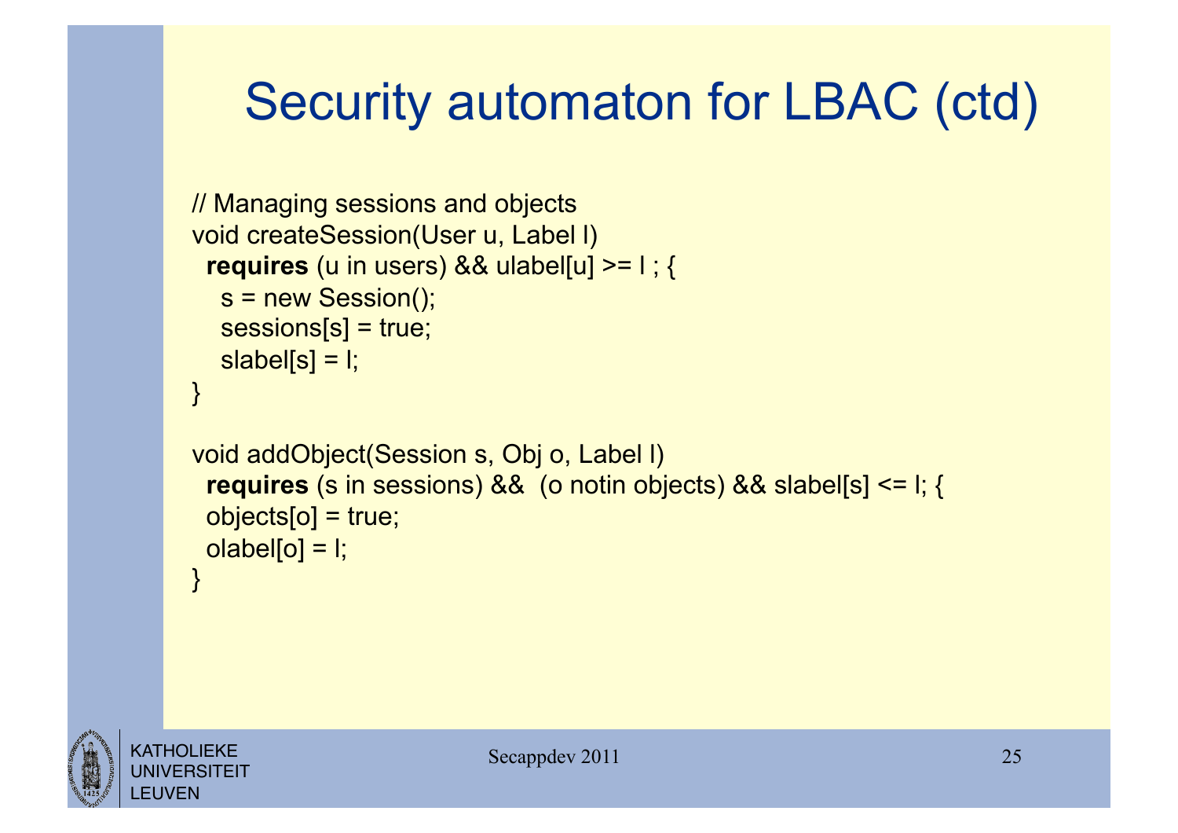# Security automaton for LBAC (ctd)

```
// Managing sessions and objects
void createSession(User u, Label l)
  requires (u in users) && ulabel[u] >= l ; {
    s = new Session();
    sessions[s] = true;
    slabel[s] = l;
}

void addObject(Session s, Obj o, Label l)
  requires (s in sessions) &&  (o notin objects) && slabel[s] <= l; {
  objects[o] = true;
  olabel[o] = l;
}
```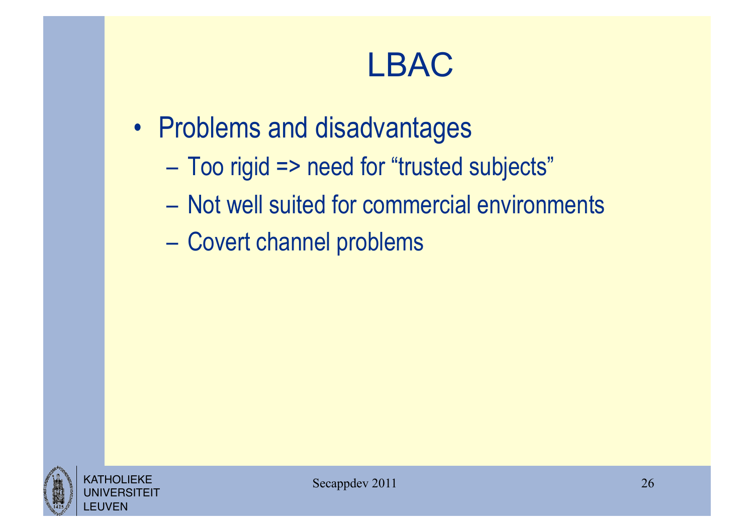# LBAC

- Problems and disadvantages
  - Too rigid => need for “trusted subjects”
  - Not well suited for commercial environments
  - Covert channel problems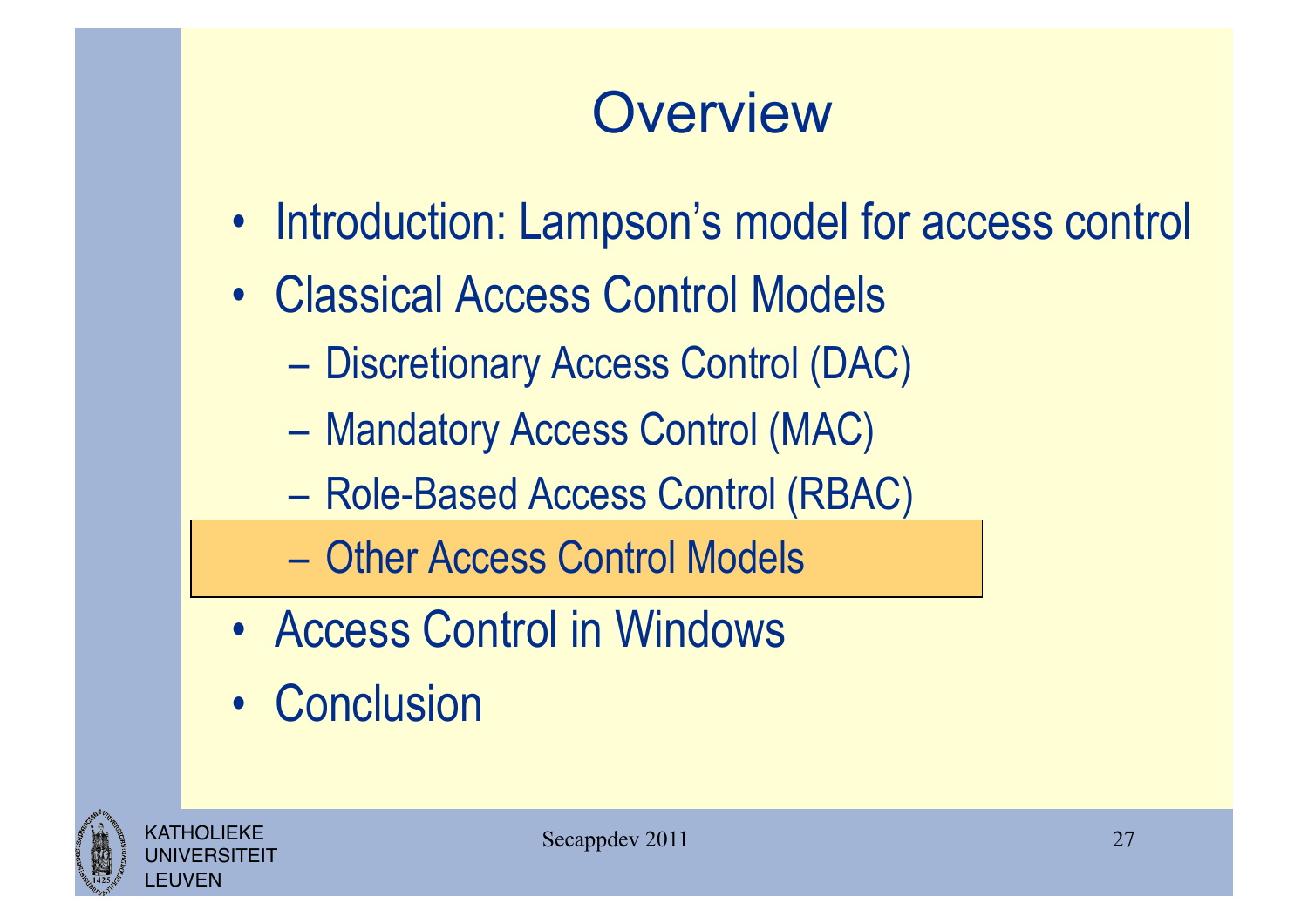# Overview

- Introduction: Lampson's model for access control
- Classical Access Control Models
  - Discretionary Access Control (DAC)
  - Mandatory Access Control (MAC)
  - Role-Based Access Control (RBAC)
  - Other Access Control Models
- Access Control in Windows
- Conclusion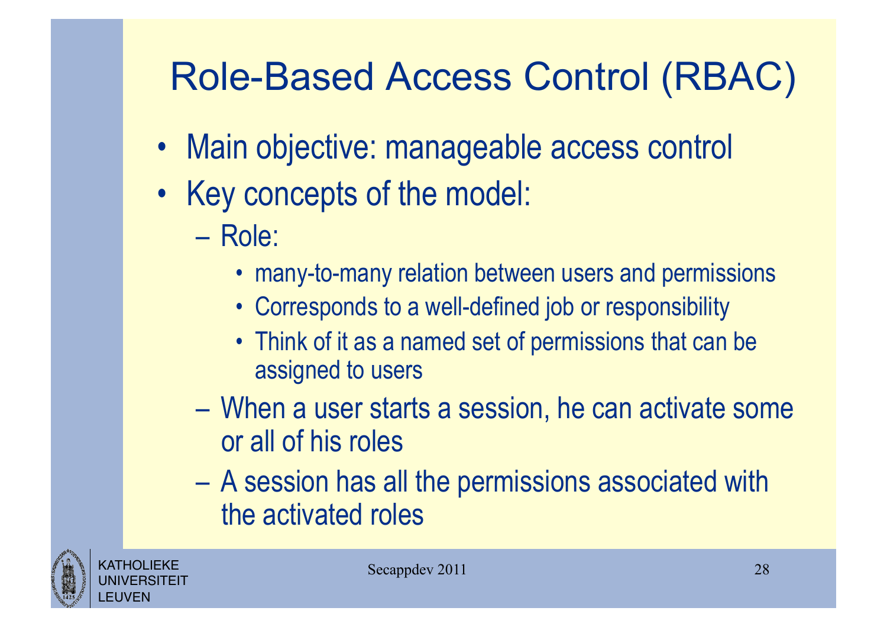# Role-Based Access Control (RBAC)

- Main objective: manageable access control
- Key concepts of the model:
  - Role:
    - many-to-many relation between users and permissions
    - Corresponds to a well-defined job or responsibility
    - Think of it as a named set of permissions that can be assigned to users
  - When a user starts a session, he can activate some or all of his roles
  - A session has all the permissions associated with the activated roles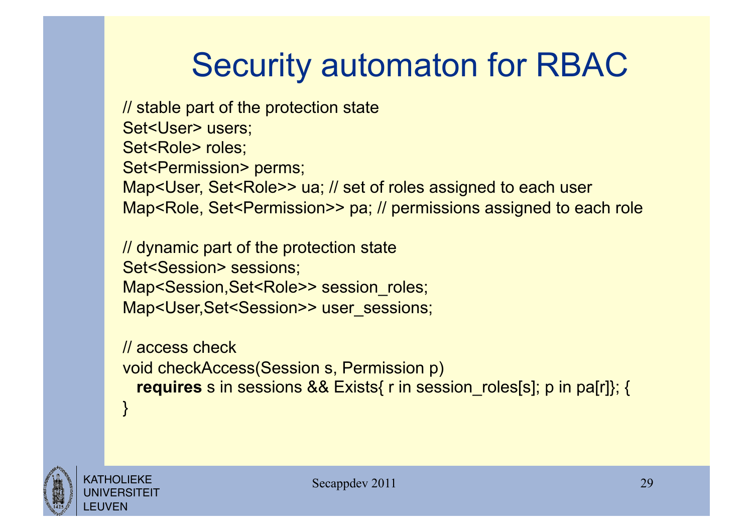# Security automaton for RBAC

```
// stable part of the protection state
Set<User> users;
Set<Role> roles;
Set<Permission> perms;
Map<User, Set<Role>> ua; // set of roles assigned to each user
Map<Role, Set<Permission>> pa; // permissions assigned to each role

// dynamic part of the protection state
Set<Session> sessions;
Map<Session,Set<Role>> session_roles;
Map<User,Set<Session>> user_sessions;

// access check
void checkAccess(Session s, Permission p)
  requires s in sessions && Exists{ r in session_roles[s]; p in pa[r]}; {
}
```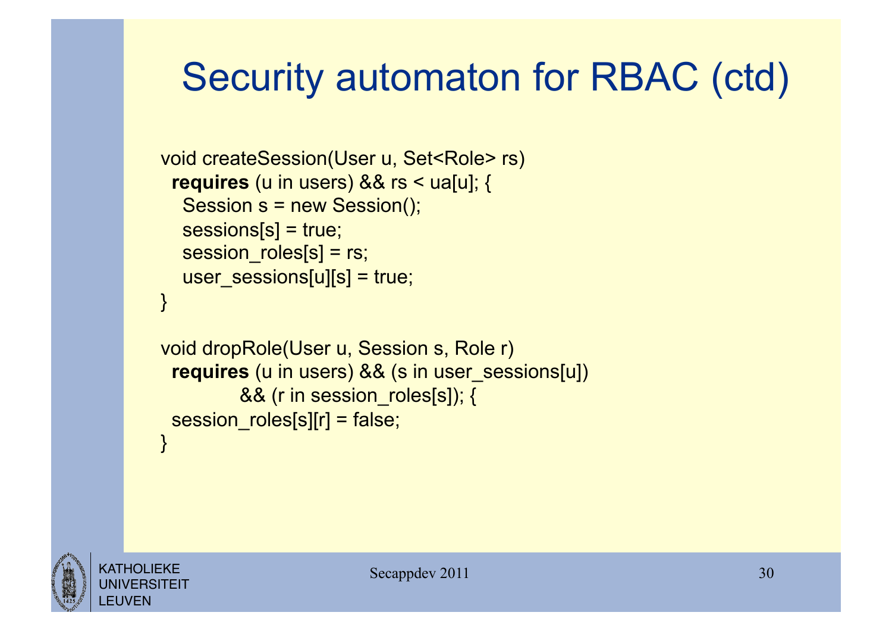# Security automaton for RBAC (ctd)

```
void createSession(User u, Set<Role> rs)
 requires (u in users) && rs < ua[u]; {
   Session s = new Session();
   sessions[s] = true;
   session_roles[s] = rs;
   user_sessions[u][s] = true;
}

void dropRole(User u, Session s, Role r)
 requires (u in users) && (s in user_sessions[u])
          && (r in session_roles[s]); {
 session_roles[s][r] = false;
}
```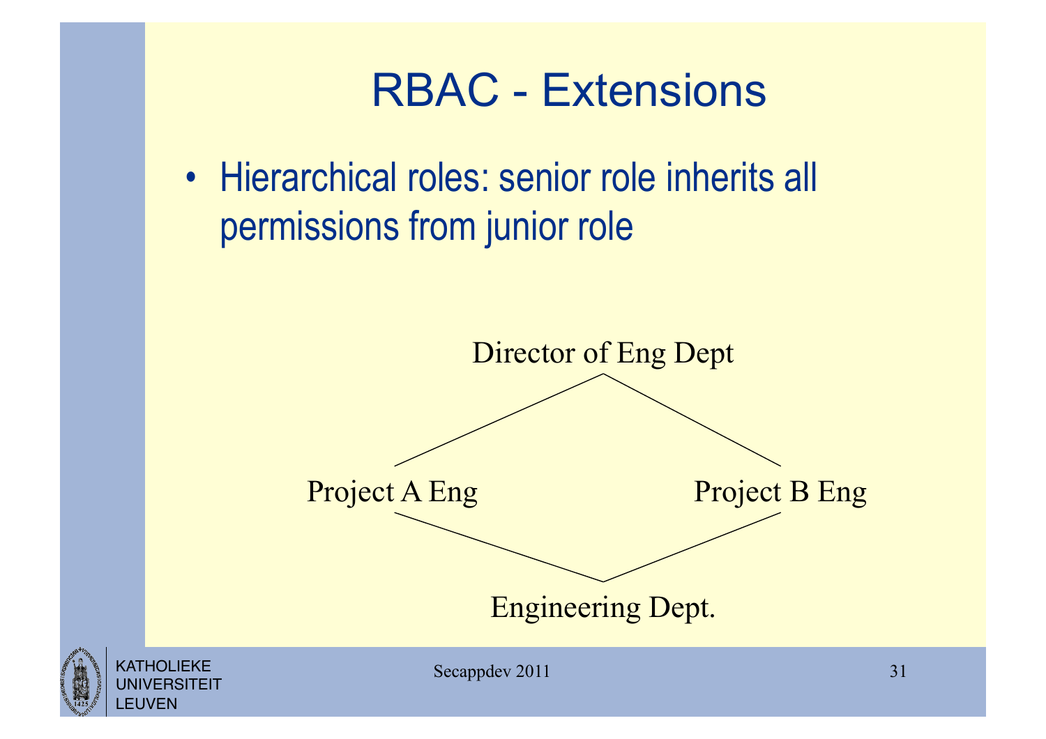# RBAC - Extensions

- Hierarchical roles: senior role inherits all permissions from junior role

Director of Eng Dept

Project A Eng

Project B Eng

Engineering Dept.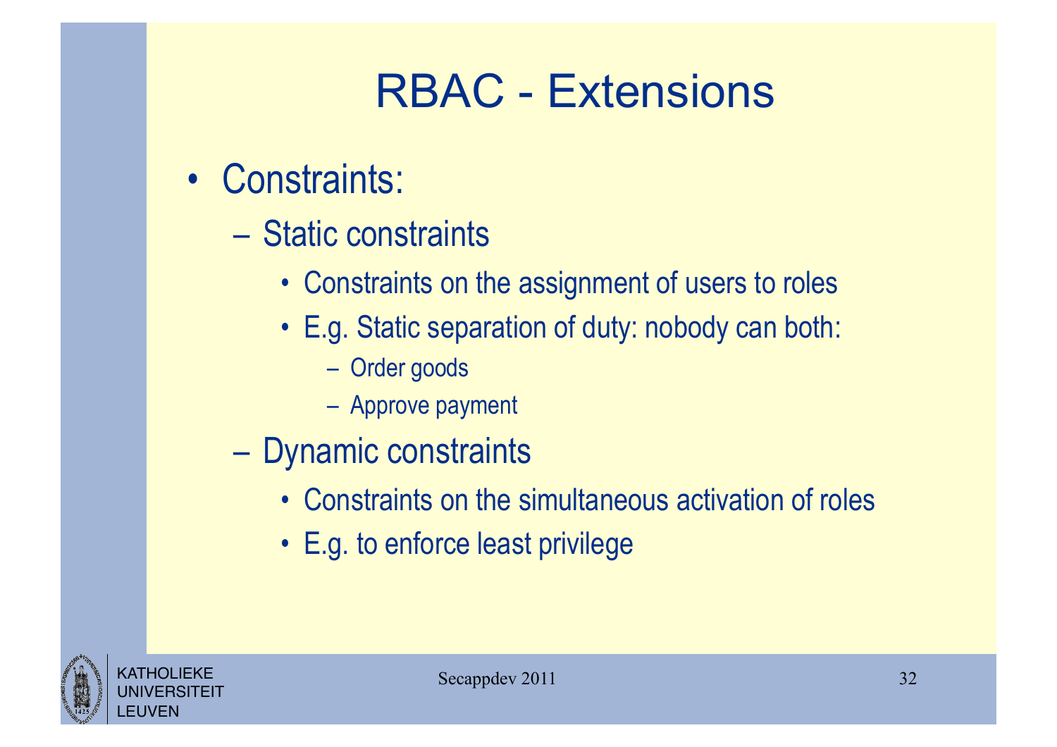# RBAC - Extensions

- Constraints:
  - Static constraints
    - Constraints on the assignment of users to roles
    - E.g. Static separation of duty: nobody can both:
      - Order goods
      - Approve payment
  - Dynamic constraints
    - Constraints on the simultaneous activation of roles
    - E.g. to enforce least privilege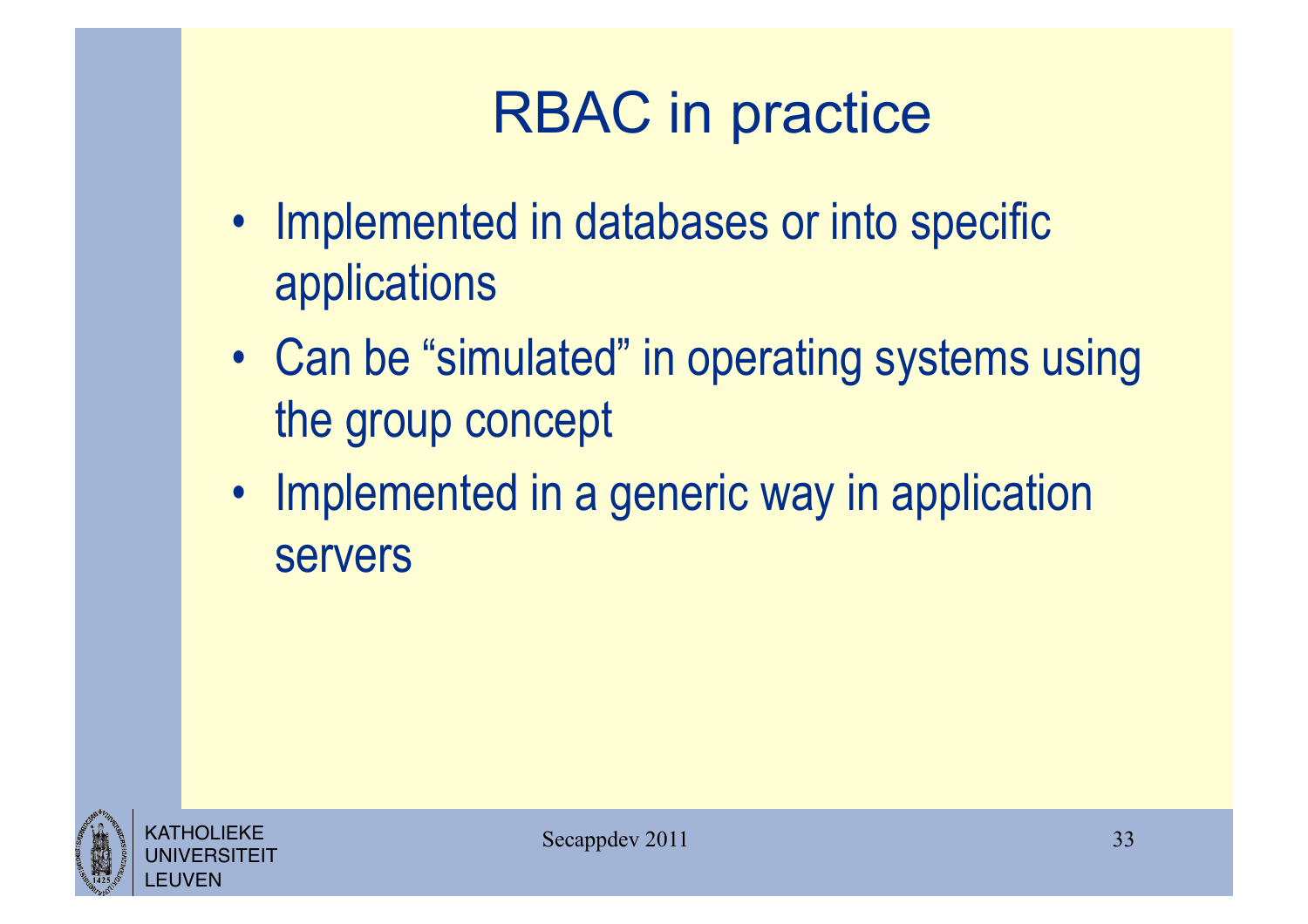# RBAC in practice

- Implemented in databases or into specific applications
- Can be “simulated” in operating systems using the group concept
- Implemented in a generic way in application servers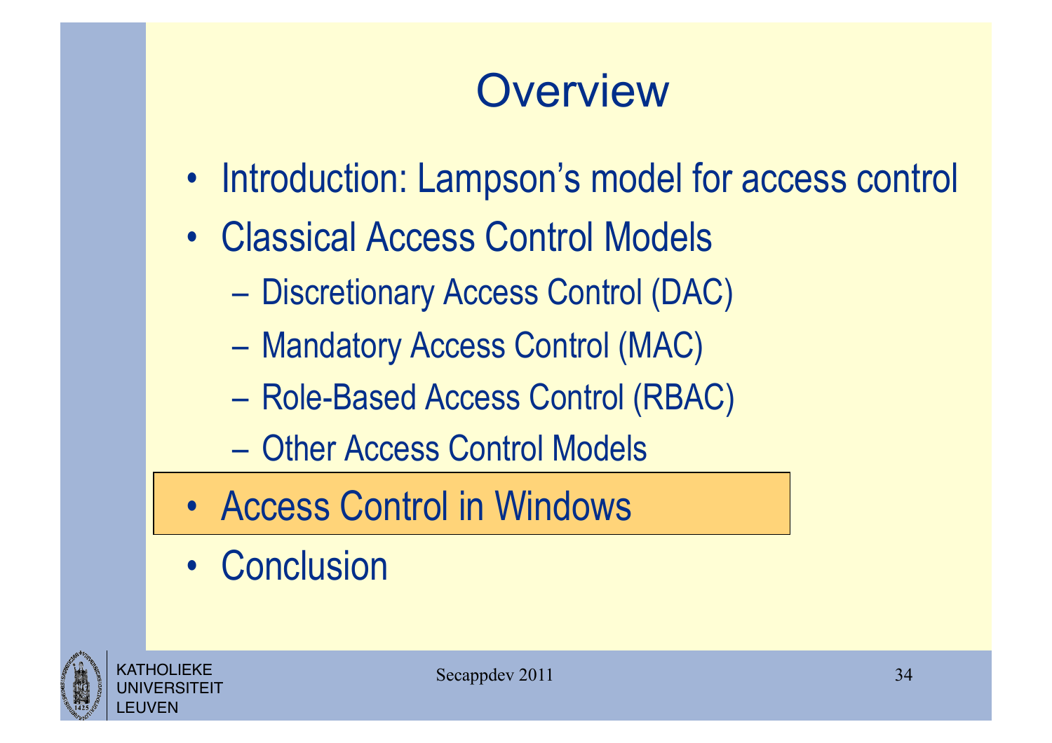# Overview

- Introduction: Lampson's model for access control
- Classical Access Control Models
  - Discretionary Access Control (DAC)
  - Mandatory Access Control (MAC)
  - Role-Based Access Control (RBAC)
  - Other Access Control Models
- **Access Control in Windows**
- Conclusion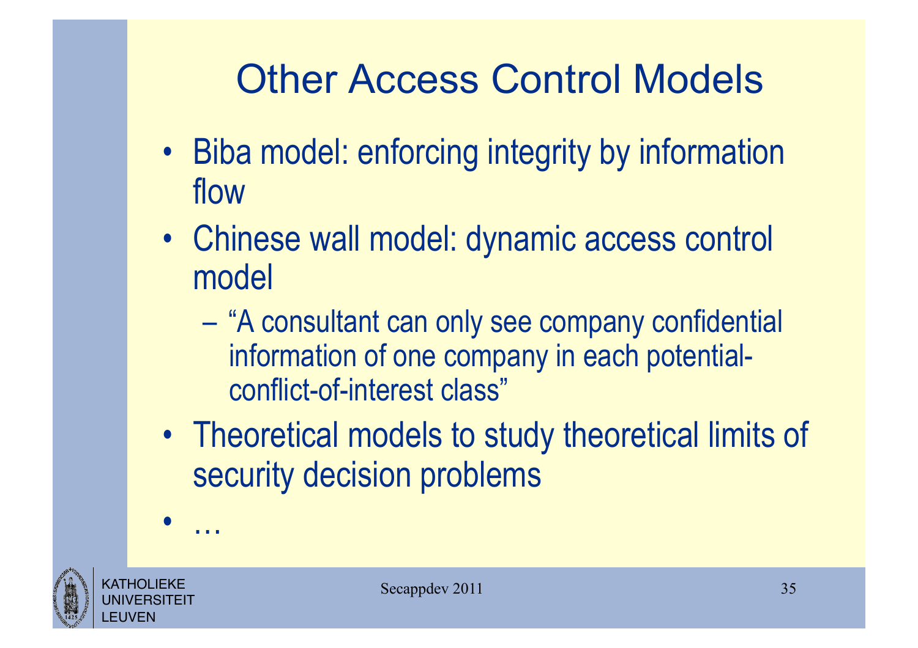# Other Access Control Models

- Biba model: enforcing integrity by information flow
- Chinese wall model: dynamic access control model
  - "A consultant can only see company confidential information of one company in each potential-conflict-of-interest class"
- Theoretical models to study theoretical limits of security decision problems
- …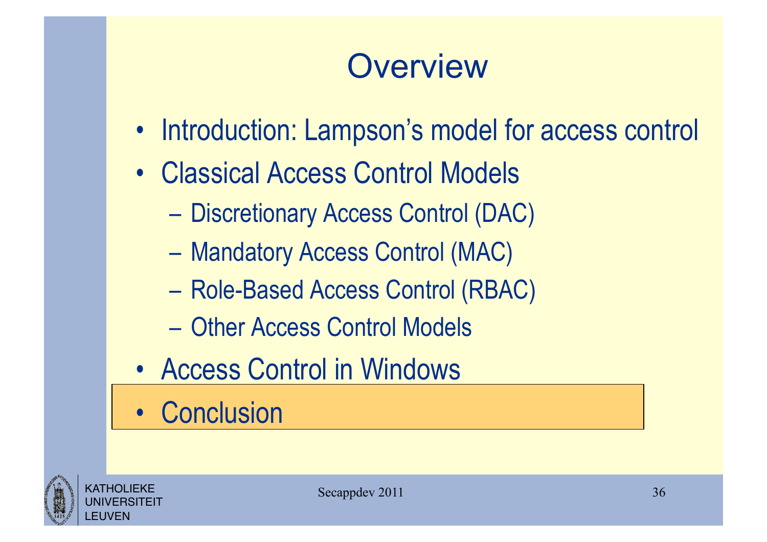# Overview

- Introduction: Lampson's model for access control
- Classical Access Control Models
  - Discretionary Access Control (DAC)
  - Mandatory Access Control (MAC)
  - Role-Based Access Control (RBAC)
  - Other Access Control Models
- Access Control in Windows
- Conclusion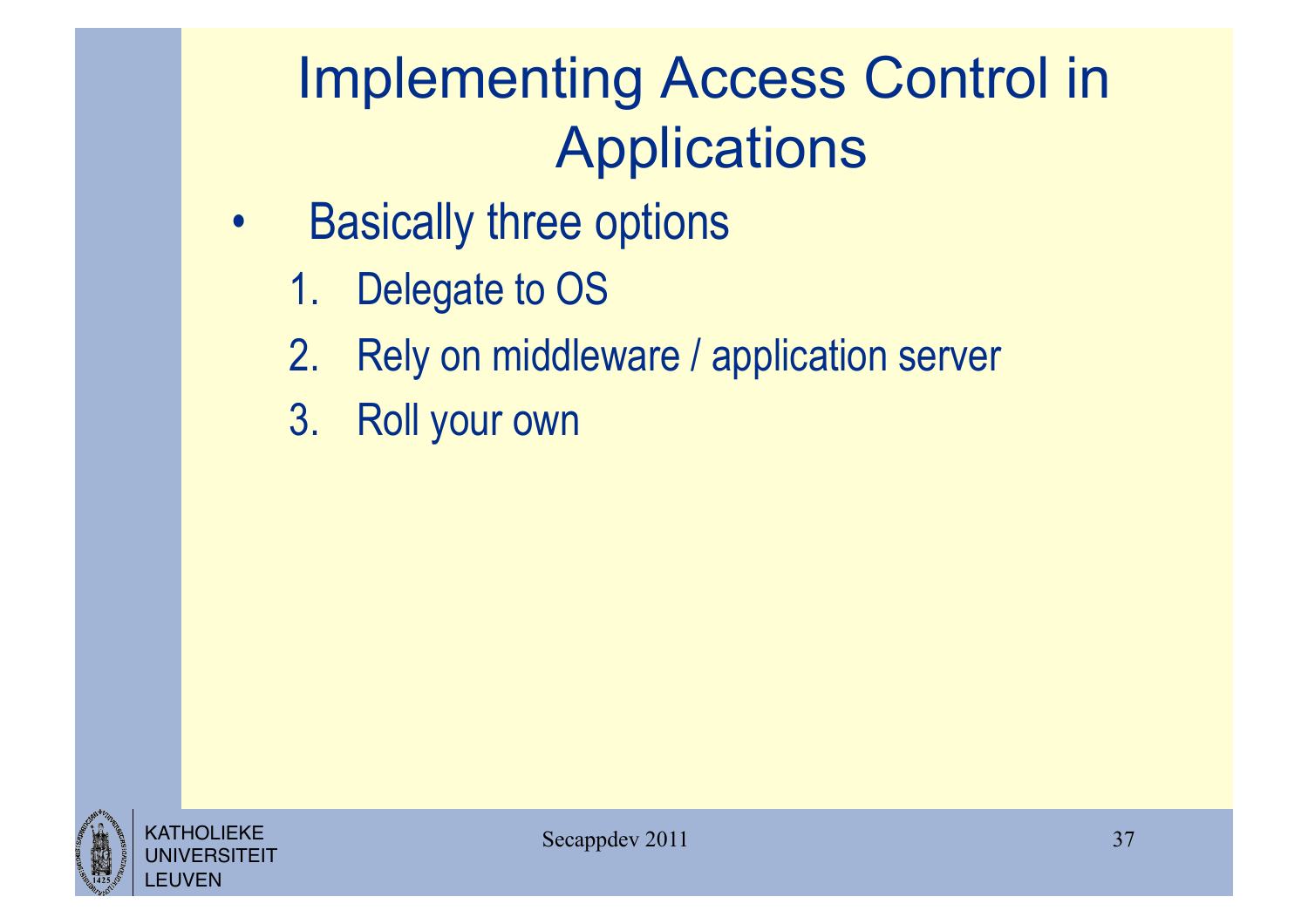# Implementing Access Control in Applications

- Basically three options
  1. Delegate to OS
  2. Rely on middleware / application server
  3. Roll your own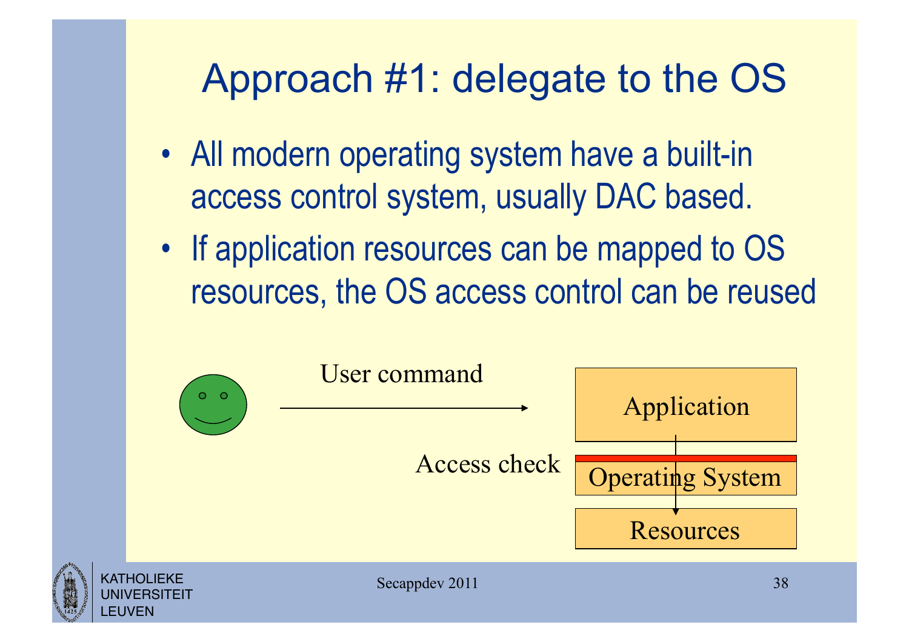# Approach #1: delegate to the OS

- All modern operating system have a built-in access control system, usually DAC based.
- If application resources can be mapped to OS resources, the OS access control can be reused

User command

Application

Access check

Operating System

Resources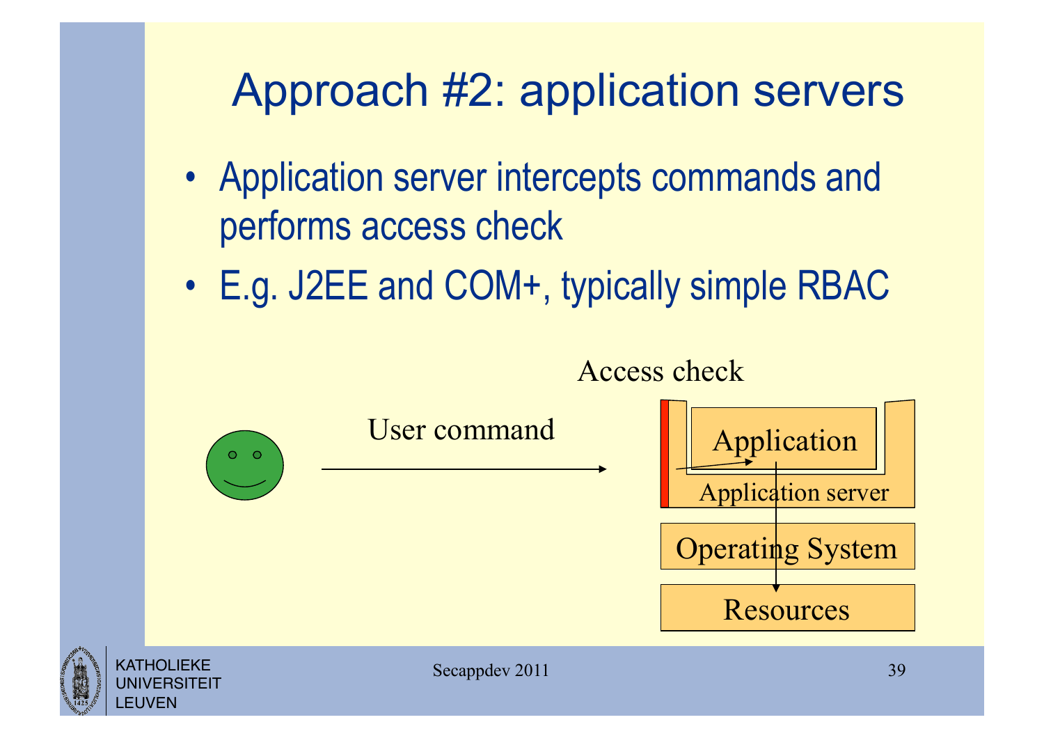# Approach #2: application servers

- Application server intercepts commands and performs access check
- E.g. J2EE and COM+, typically simple RBAC

Access check

User command

Application

Application server

Operating System

Resources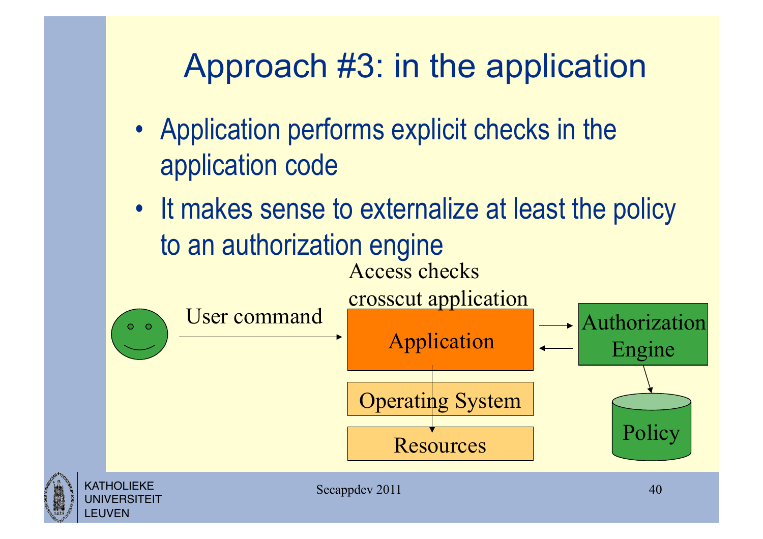# Approach #3: in the application

- Application performs explicit checks in the application code
- It makes sense to externalize at least the policy to an authorization engine

Access checks crosscut application

User command

Application

Authorization Engine

Operating System

Resources

Policy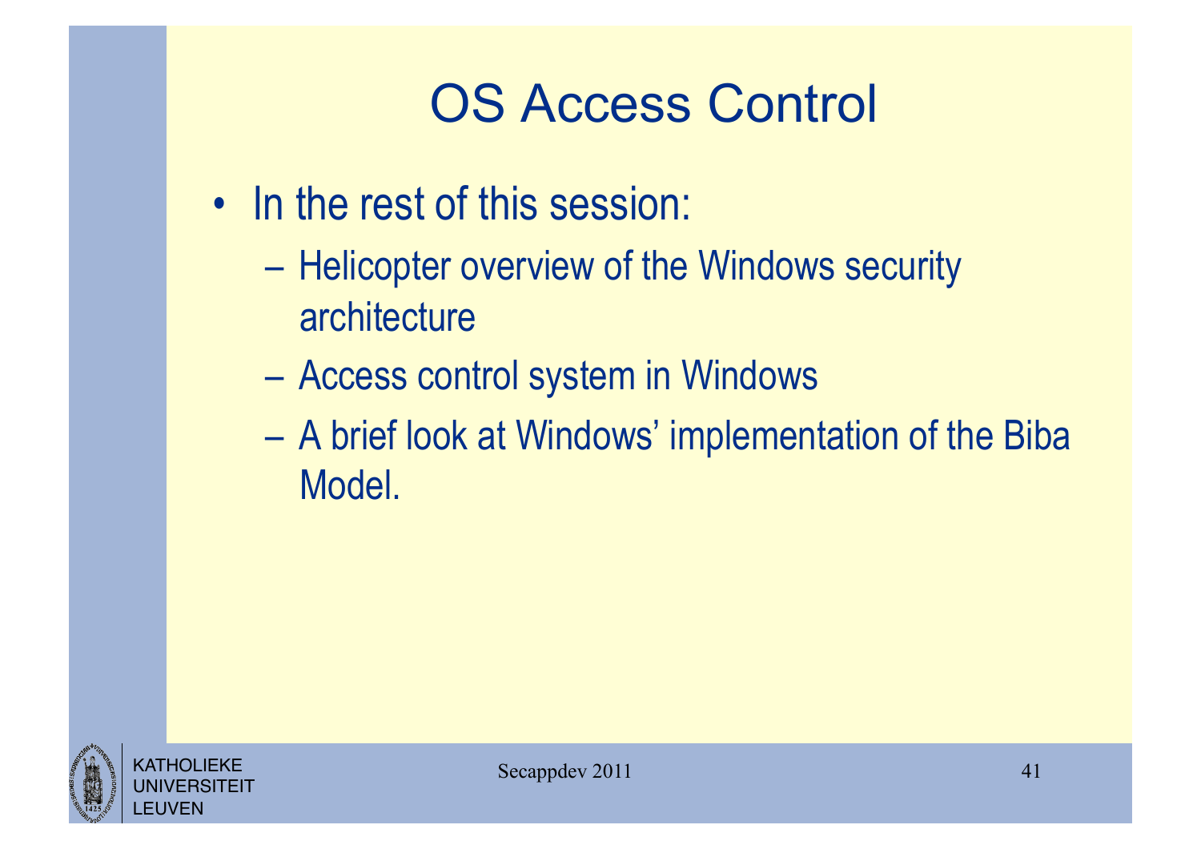# OS Access Control

- In the rest of this session:
  - Helicopter overview of the Windows security architecture
  - Access control system in Windows
  - A brief look at Windows' implementation of the Biba Model.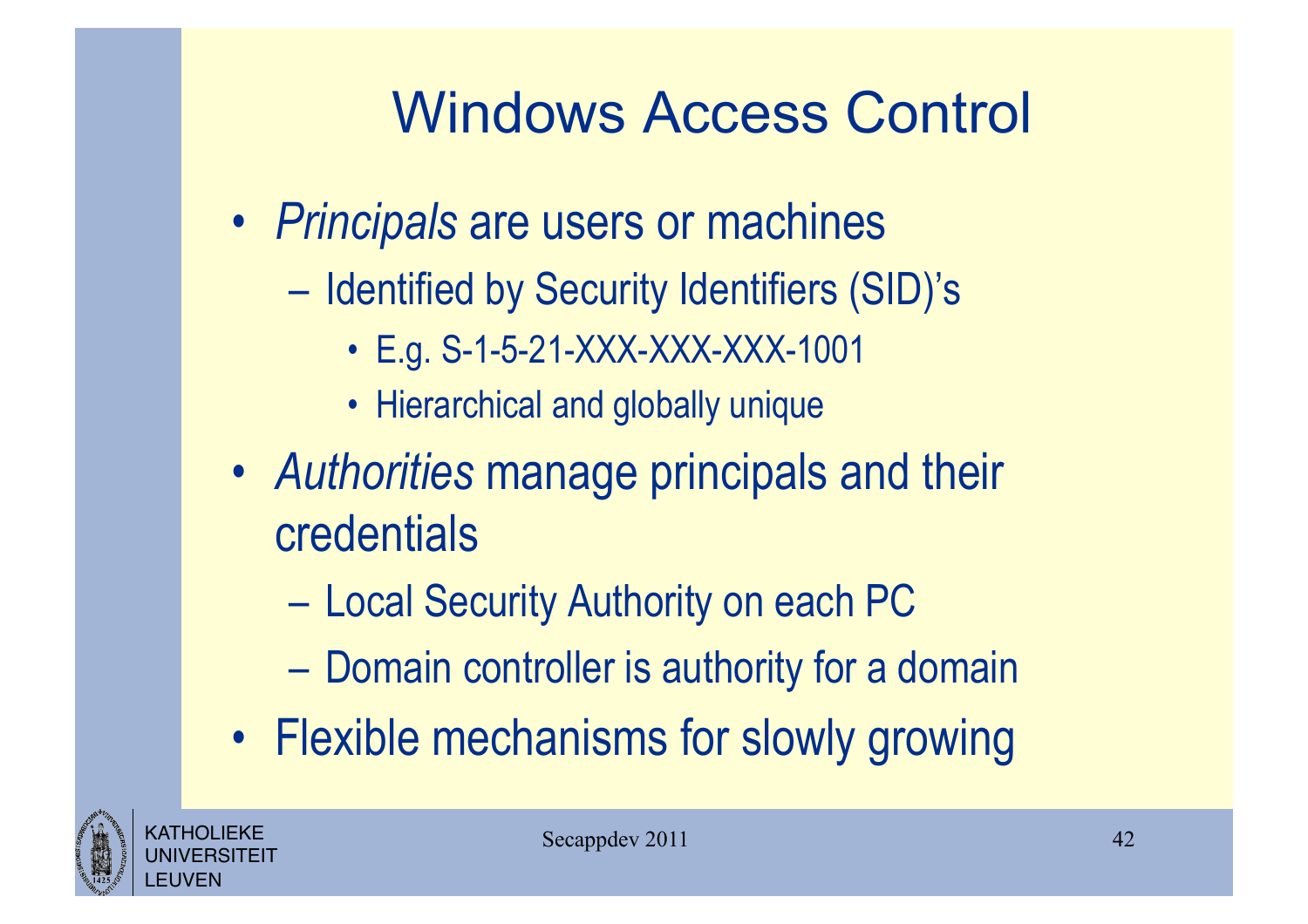# Windows Access Control

- *Principals* are users or machines
  - Identified by Security Identifiers (SID)'s
    - E.g. S-1-5-21-XXX-XXX-XXX-1001
    - Hierarchical and globally unique
- *Authorities* manage principals and their credentials
  - Local Security Authority on each PC
  - Domain controller is authority for a domain
- Flexible mechanisms for slowly growing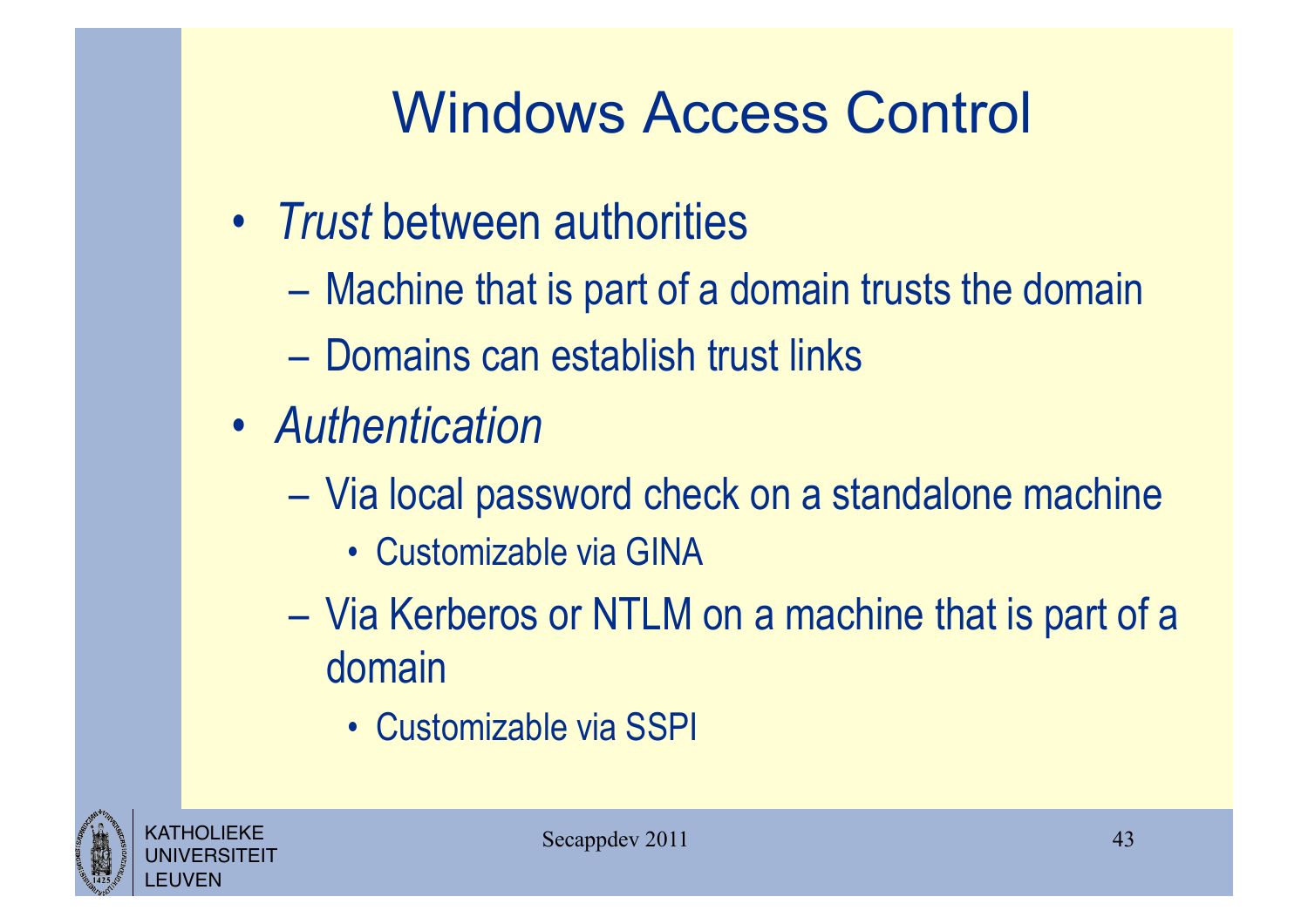# Windows Access Control

- *Trust* between authorities
  - Machine that is part of a domain trusts the domain
  - Domains can establish trust links
- *Authentication*
  - Via local password check on a standalone machine
    - Customizable via GINA
  - Via Kerberos or NTLM on a machine that is part of a domain
    - Customizable via SSPI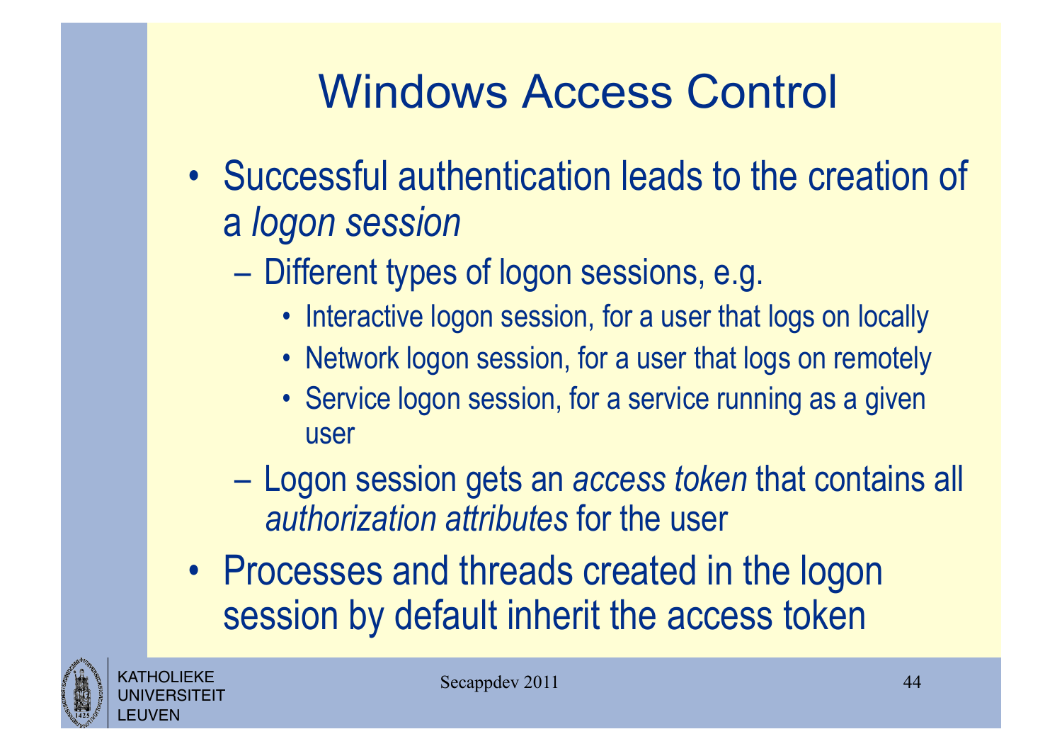# Windows Access Control

- Successful authentication leads to the creation of a *logon session*
  - Different types of logon sessions, e.g.
    - Interactive logon session, for a user that logs on locally
    - Network logon session, for a user that logs on remotely
    - Service logon session, for a service running as a given user
  - Logon session gets an *access token* that contains all *authorization attributes* for the user
- Processes and threads created in the logon session by default inherit the access token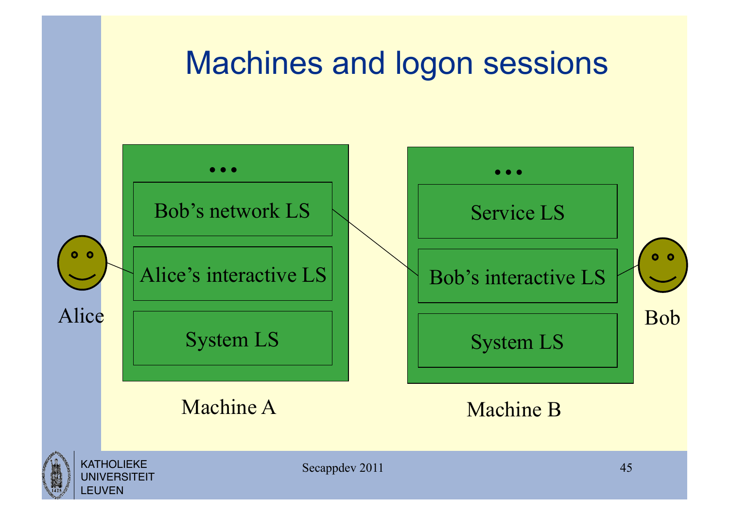# Machines and logon sessions

Machine A:
- …
- Bob's network LS
- Alice's interactive LS
- System LS

Machine B:
- …
- Service LS
- Bob's interactive LS
- System LS

Alice

Bob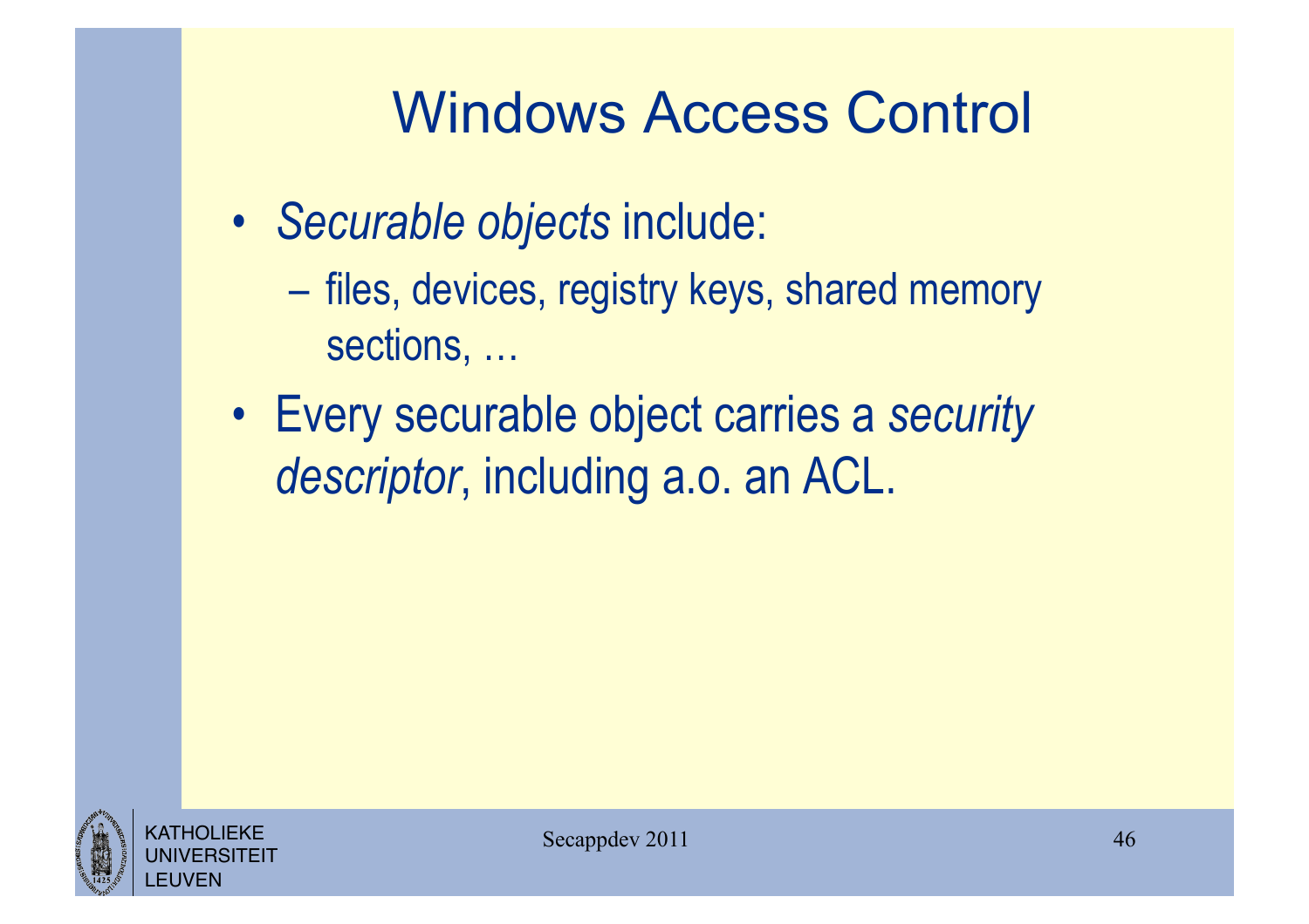# Windows Access Control

- *Securable objects* include:
  - files, devices, registry keys, shared memory sections, …
- Every securable object carries a *security descriptor*, including a.o. an ACL.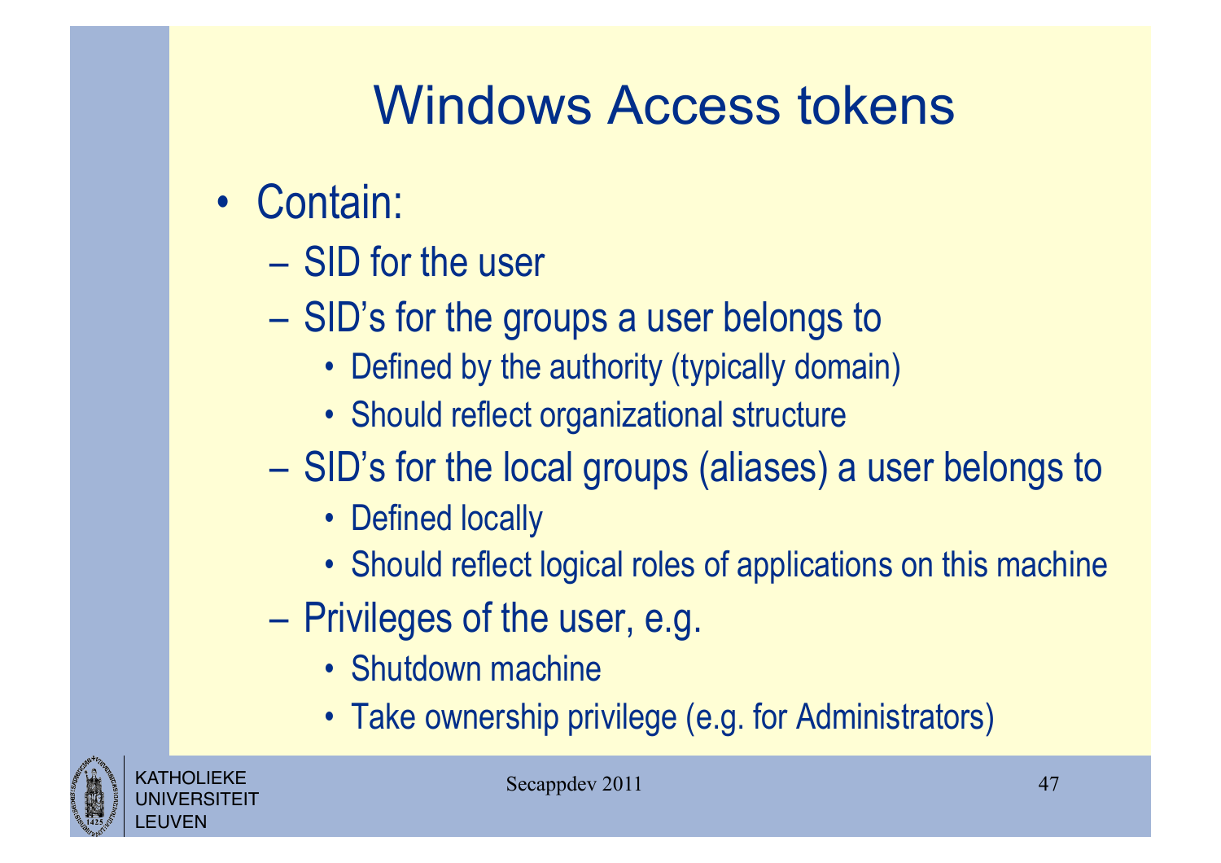# Windows Access tokens

- Contain:
  - SID for the user
  - SID's for the groups a user belongs to
    - Defined by the authority (typically domain)
    - Should reflect organizational structure
  - SID's for the local groups (aliases) a user belongs to
    - Defined locally
    - Should reflect logical roles of applications on this machine
  - Privileges of the user, e.g.
    - Shutdown machine
    - Take ownership privilege (e.g. for Administrators)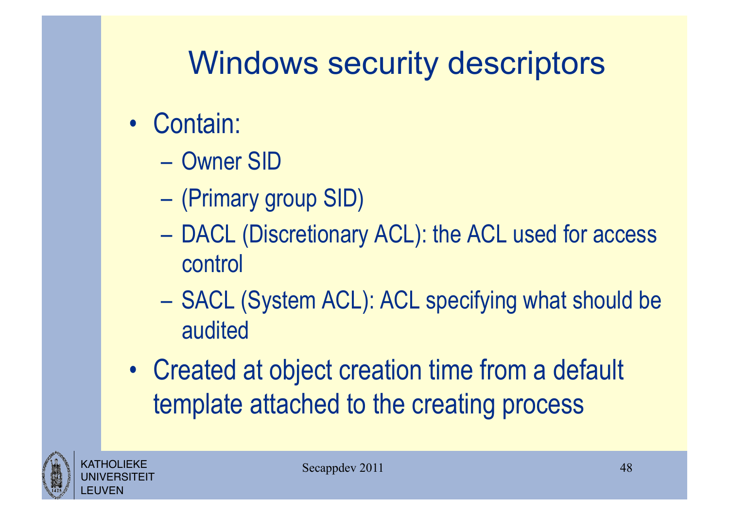# Windows security descriptors

- Contain:
  - Owner SID
  - (Primary group SID)
  - DACL (Discretionary ACL): the ACL used for access control
  - SACL (System ACL): ACL specifying what should be audited
- Created at object creation time from a default template attached to the creating process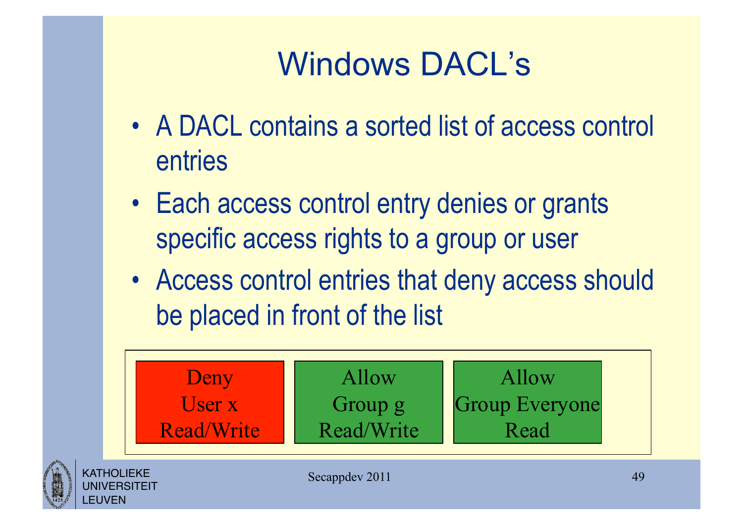# Windows DACL's

- A DACL contains a sorted list of access control entries
- Each access control entry denies or grants specific access rights to a group or user
- Access control entries that deny access should be placed in front of the list

| Deny<br>User x<br>Read/Write | Allow<br>Group g<br>Read/Write | Allow<br>Group Everyone<br>Read |
|---|---|---|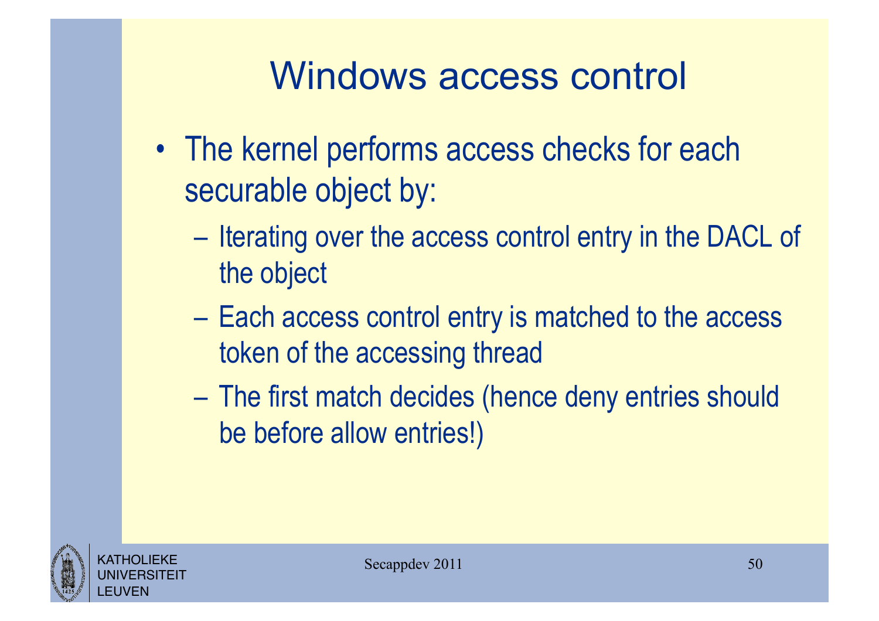# Windows access control

- The kernel performs access checks for each securable object by:
  - Iterating over the access control entry in the DACL of the object
  - Each access control entry is matched to the access token of the accessing thread
  - The first match decides (hence deny entries should be before allow entries!)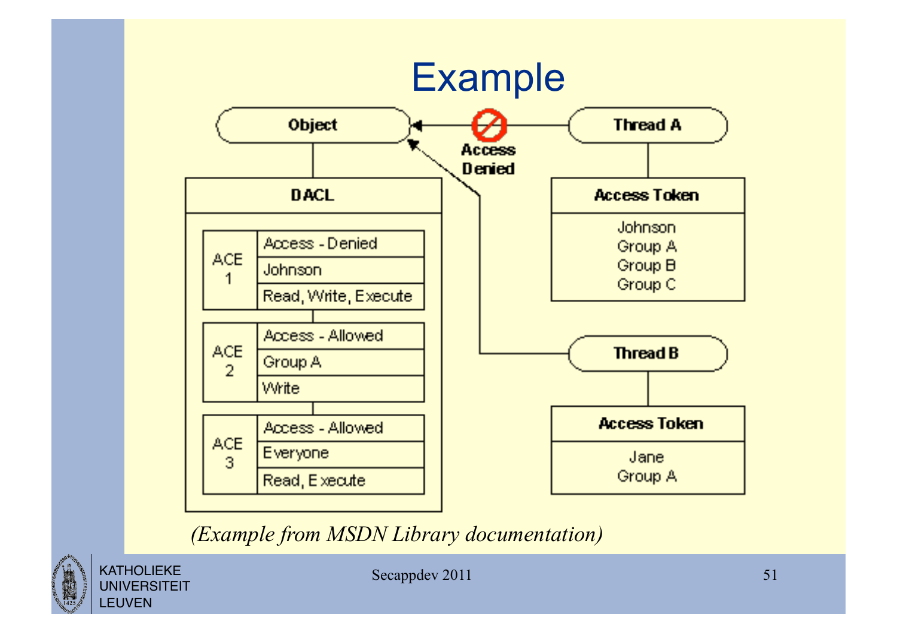# Example

Object — DACL

| ACE | | |
|---|---|---|
| ACE 1 | Access - Denied | |
| | Johnson | |
| | Read, Write, Execute | |
| ACE 2 | Access - Allowed | |
| | Group A | |
| | Write | |
| ACE 3 | Access - Allowed | |
| | Everyone | |
| | Read, Execute | |

Thread A — Access Token: Johnson, Group A, Group B, Group C → Object: Access Denied

Thread B — Access Token: Jane, Group A → Object

*(Example from MSDN Library documentation)*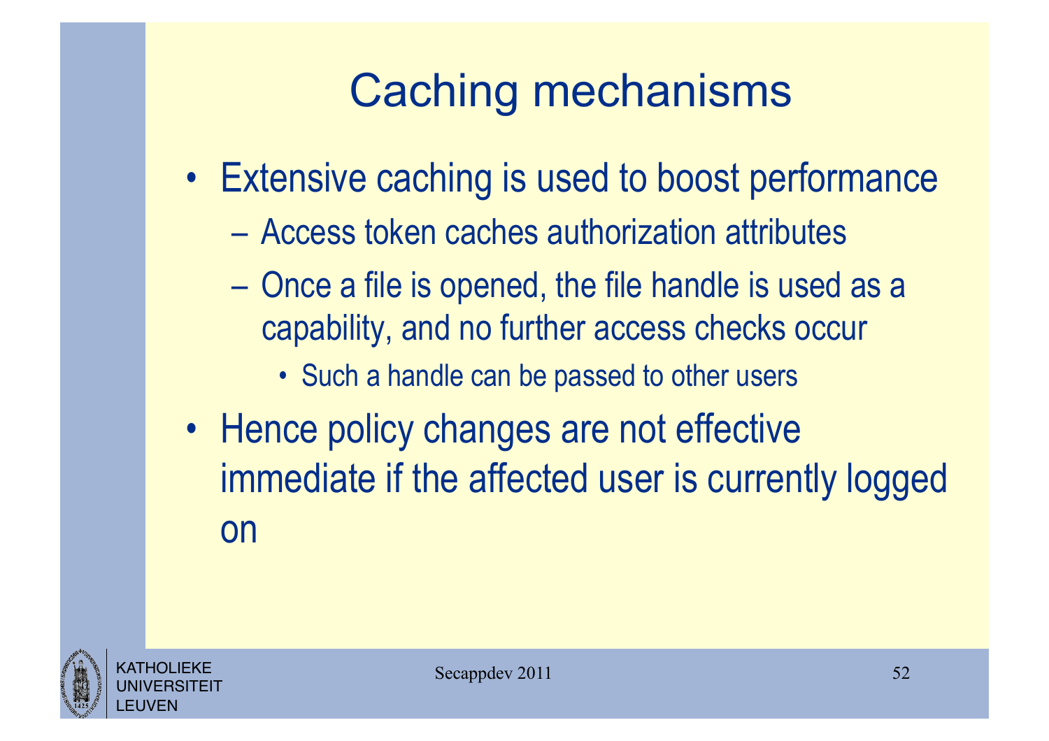# Caching mechanisms

- Extensive caching is used to boost performance
  - Access token caches authorization attributes
  - Once a file is opened, the file handle is used as a capability, and no further access checks occur
    - Such a handle can be passed to other users
- Hence policy changes are not effective immediate if the affected user is currently logged on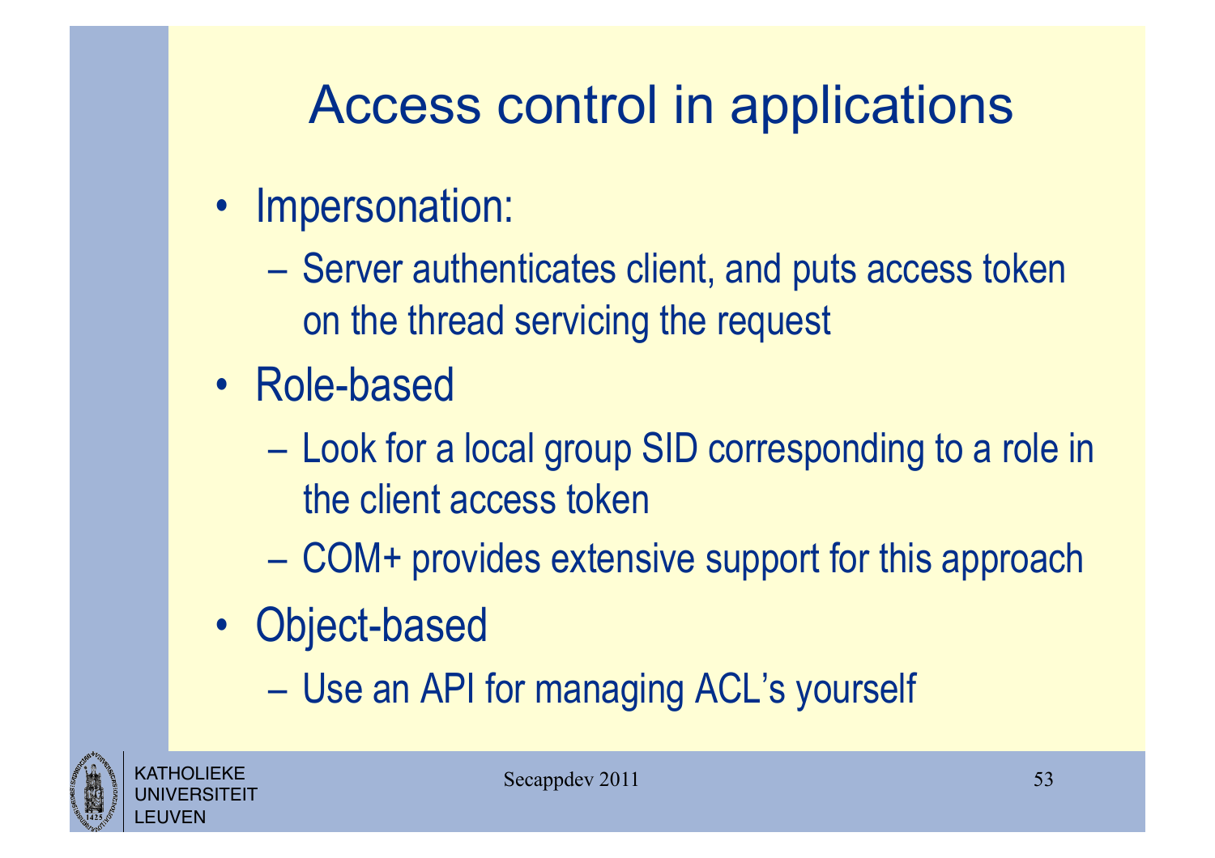# Access control in applications

- Impersonation:
  - Server authenticates client, and puts access token on the thread servicing the request
- Role-based
  - Look for a local group SID corresponding to a role in the client access token
  - COM+ provides extensive support for this approach
- Object-based
  - Use an API for managing ACL's yourself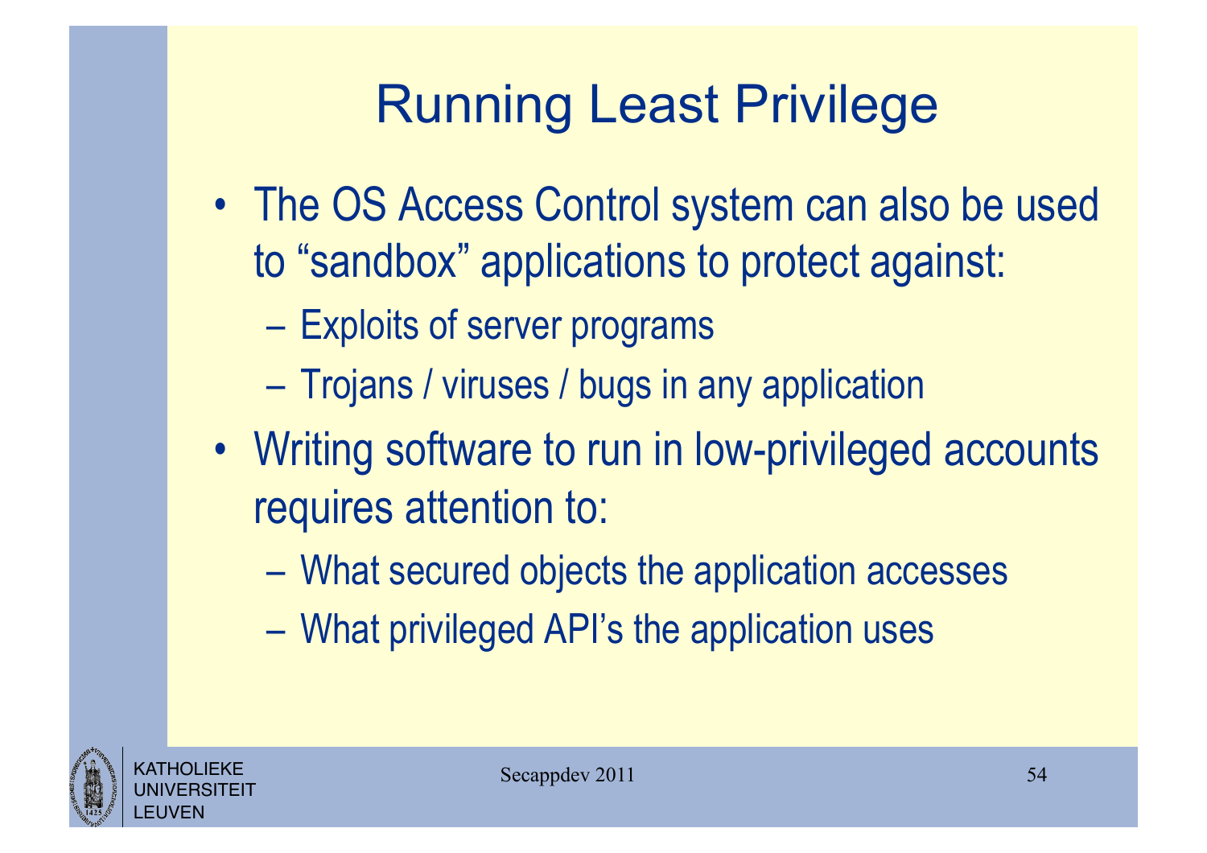# Running Least Privilege

- The OS Access Control system can also be used to "sandbox" applications to protect against:
  - Exploits of server programs
  - Trojans / viruses / bugs in any application
- Writing software to run in low-privileged accounts requires attention to:
  - What secured objects the application accesses
  - What privileged API's the application uses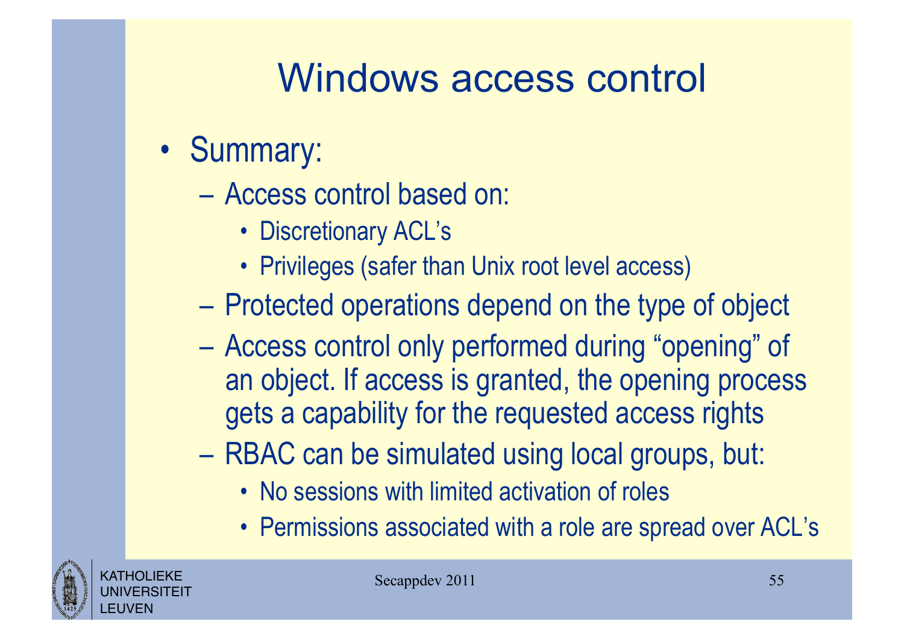# Windows access control

- Summary:
  - Access control based on:
    - Discretionary ACL's
    - Privileges (safer than Unix root level access)
  - Protected operations depend on the type of object
  - Access control only performed during "opening" of an object. If access is granted, the opening process gets a capability for the requested access rights
  - RBAC can be simulated using local groups, but:
    - No sessions with limited activation of roles
    - Permissions associated with a role are spread over ACL's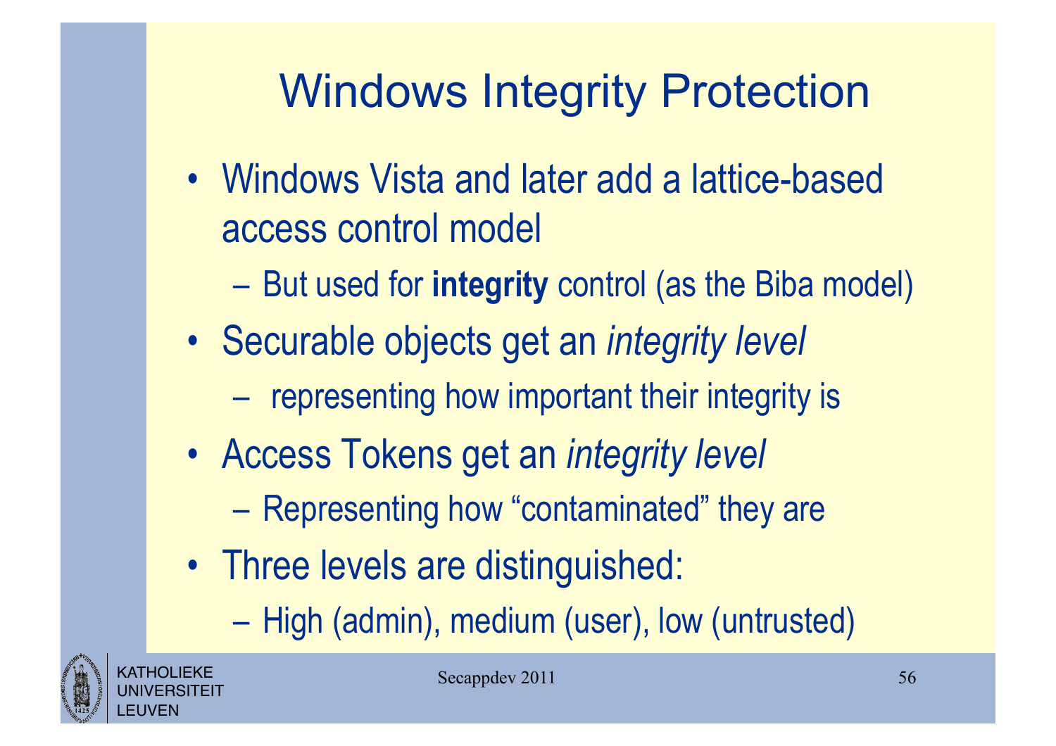# Windows Integrity Protection

- Windows Vista and later add a lattice-based access control model
  - But used for **integrity** control (as the Biba model)
- Securable objects get an *integrity level*
  - representing how important their integrity is
- Access Tokens get an *integrity level*
  - Representing how “contaminated” they are
- Three levels are distinguished:
  - High (admin), medium (user), low (untrusted)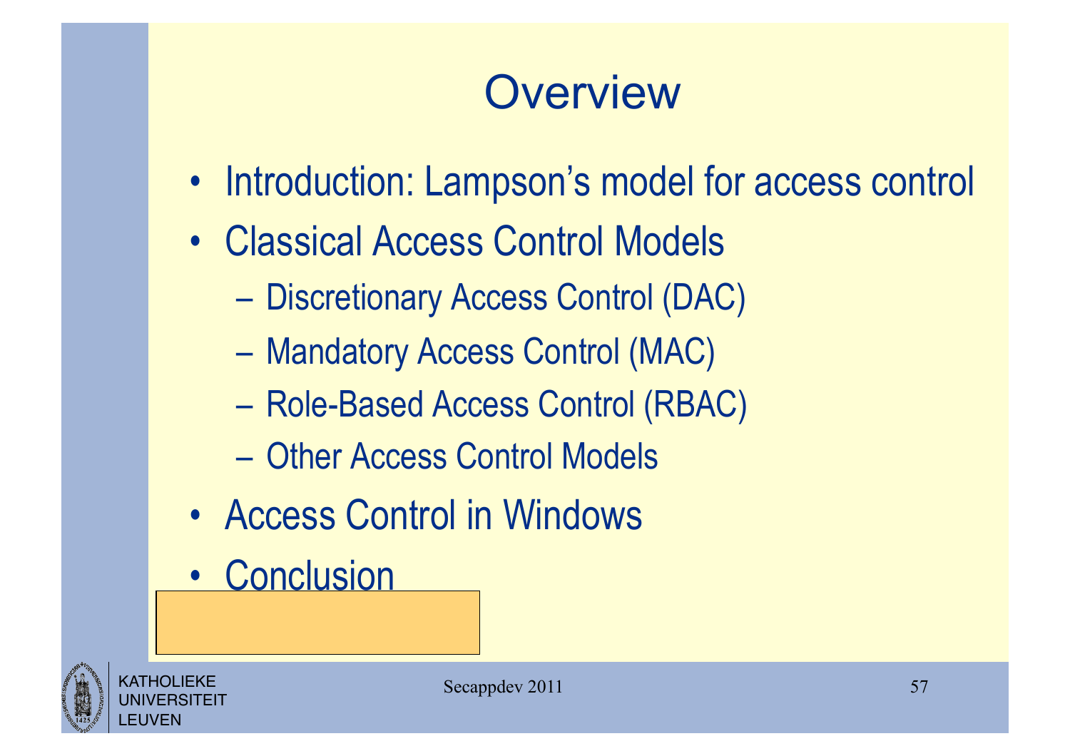# Overview

- Introduction: Lampson's model for access control
- Classical Access Control Models
  - Discretionary Access Control (DAC)
  - Mandatory Access Control (MAC)
  - Role-Based Access Control (RBAC)
  - Other Access Control Models
- Access Control in Windows
- Conclusion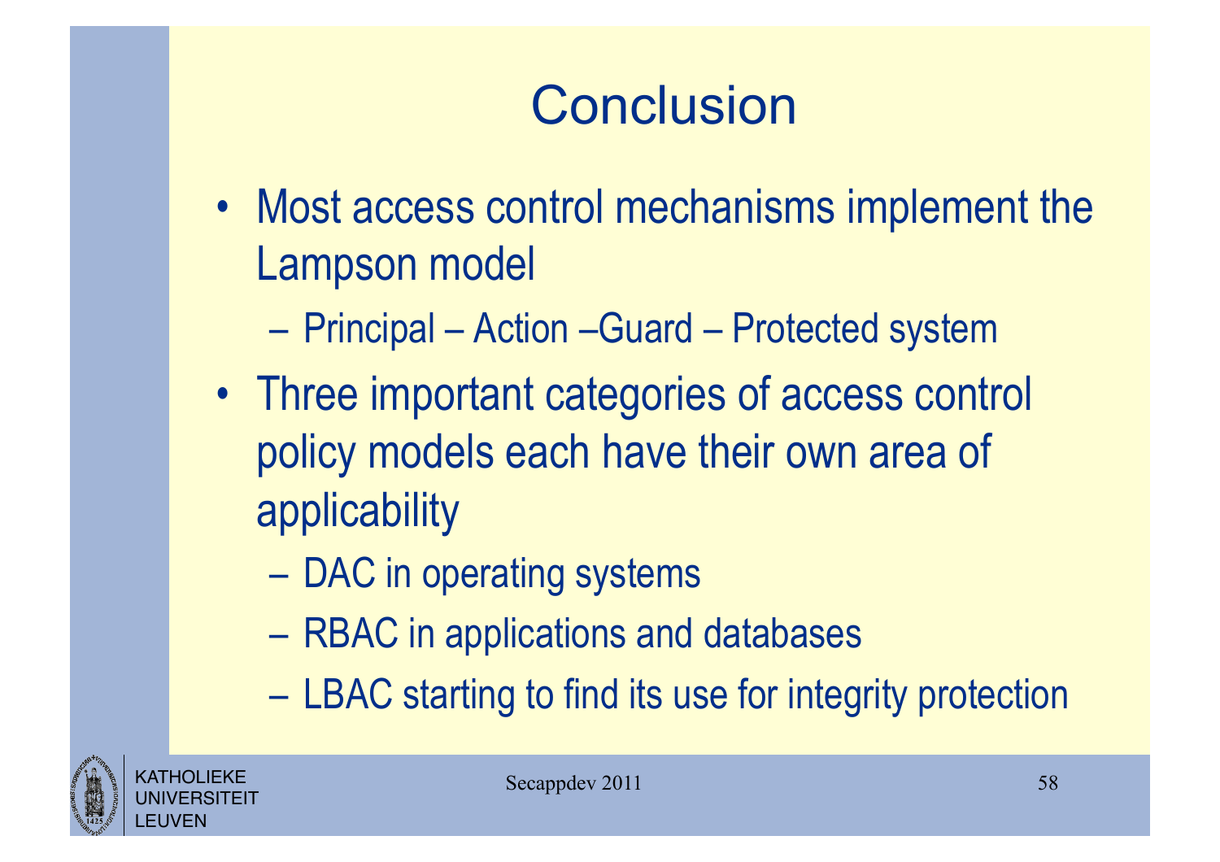# Conclusion

- Most access control mechanisms implement the Lampson model
  - Principal – Action –Guard – Protected system
- Three important categories of access control policy models each have their own area of applicability
  - DAC in operating systems
  - RBAC in applications and databases
  - LBAC starting to find its use for integrity protection